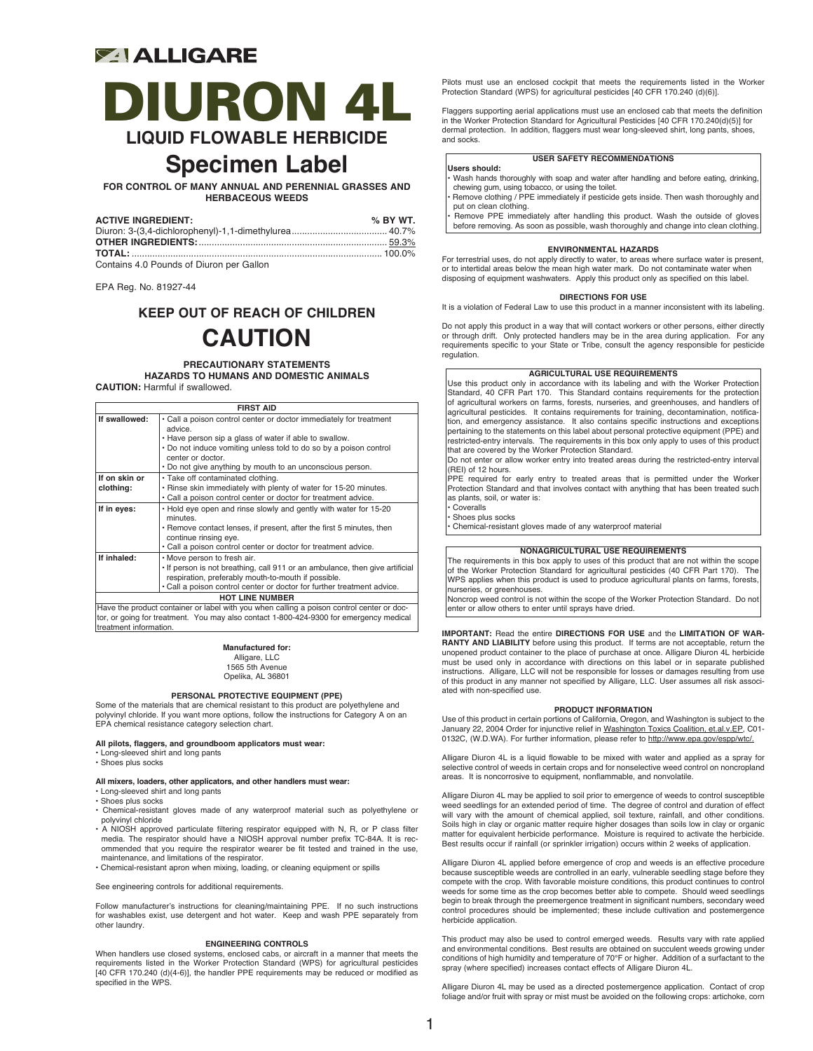# ALLIGARE

# DIURON 4L

## LIQUID FLOWABLE HERBICIDE

## Specimen Label

**FOR CONTROL OF MANY ANNUAL AND PERENNIAL GRASSES AND HERBACEOUS WEEDS**

| ACTIVE INGREDIENT: | % BY WT. |
|---|---|
| Diuron: 3-(3,4-dichlorophenyl)-1,1-dimethylurea | 40.7% |
| **OTHER INGREDIENTS:** | 59.3% |
| **TOTAL:** | 100.0% |

Contains 4.0 Pounds of Diuron per Gallon

EPA Reg. No. 81927-44

## KEEP OUT OF REACH OF CHILDREN

## CAUTION

### PRECAUTIONARY STATEMENTS
### HAZARDS TO HUMANS AND DOMESTIC ANIMALS

**CAUTION:** Harmful if swallowed.

| FIRST AID | |
|---|---|
| **If swallowed:** | • Call a poison control center or doctor immediately for treatment advice.<br>• Have person sip a glass of water if able to swallow.<br>• Do not induce vomiting unless told to do so by a poison control center or doctor.<br>• Do not give anything by mouth to an unconscious person. |
| **If on skin or clothing:** | • Take off contaminated clothing.<br>• Rinse skin immediately with plenty of water for 15-20 minutes.<br>• Call a poison control center or doctor for treatment advice. |
| **If in eyes:** | • Hold eye open and rinse slowly and gently with water for 15-20 minutes.<br>• Remove contact lenses, if present, after the first 5 minutes, then continue rinsing eye.<br>• Call a poison control center or doctor for treatment advice. |
| **If inhaled:** | • Move person to fresh air.<br>• If person is not breathing, call 911 or an ambulance, then give artificial respiration, preferably mouth-to-mouth if possible.<br>• Call a poison control center or doctor for further treatment advice. |
| **HOT LINE NUMBER** | |
| Have the product container or label with you when calling a poison control center or doctor, or going for treatment. You may also contact 1-800-424-9300 for emergency medical treatment information. | |

**Manufactured for:**
Alligare, LLC
1565 5th Avenue
Opelika, AL 36801

### PERSONAL PROTECTIVE EQUIPMENT (PPE)

Some of the materials that are chemical resistant to this product are polyethylene and polyvinyl chloride. If you want more options, follow the instructions for Category A on an EPA chemical resistance category selection chart.

**All pilots, flaggers, and groundboom applicators must wear:**
- Long-sleeved shirt and long pants
- Shoes plus socks

**All mixers, loaders, other applicators, and other handlers must wear:**
- Long-sleeved shirt and long pants
- Shoes plus socks
- Chemical-resistant gloves made of any waterproof material such as polyethylene or polyvinyl chloride
- A NIOSH approved particulate filtering respirator equipped with N, R, or P class filter media. The respirator should have a NIOSH approval number prefix TC-84A. It is recommended that you require the respirator wearer be fit tested and trained in the use, maintenance, and limitations of the respirator.
- Chemical-resistant apron when mixing, loading, or cleaning equipment or spills

See engineering controls for additional requirements.

Follow manufacturer's instructions for cleaning/maintaining PPE. If no such instructions for washables exist, use detergent and hot water. Keep and wash PPE separately from other laundry.

### ENGINEERING CONTROLS

When handlers use closed systems, enclosed cabs, or aircraft in a manner that meets the requirements listed in the Worker Protection Standard (WPS) for agricultural pesticides [40 CFR 170.240 (d)(4-6)], the handler PPE requirements may be reduced or modified as specified in the WPS.

Pilots must use an enclosed cockpit that meets the requirements listed in the Worker Protection Standard (WPS) for agricultural pesticides [40 CFR 170.240 (d)(6)].

Flaggers supporting aerial applications must use an enclosed cab that meets the definition in the Worker Protection Standard for Agricultural Pesticides [40 CFR 170.240(d)(5)] for dermal protection. In addition, flaggers must wear long-sleeved shirt, long pants, shoes, and socks.

### USER SAFETY RECOMMENDATIONS

**Users should:**
- Wash hands thoroughly with soap and water after handling and before eating, drinking, chewing gum, using tobacco, or using the toilet.
- Remove clothing / PPE immediately if pesticide gets inside. Then wash thoroughly and put on clean clothing.
- Remove PPE immediately after handling this product. Wash the outside of gloves before removing. As soon as possible, wash thoroughly and change into clean clothing.

### ENVIRONMENTAL HAZARDS

For terrestrial uses, do not apply directly to water, to areas where surface water is present, or to intertidal areas below the mean high water mark. Do not contaminate water when disposing of equipment washwaters. Apply this product only as specified on this label.

### DIRECTIONS FOR USE

It is a violation of Federal Law to use this product in a manner inconsistent with its labeling.

Do not apply this product in a way that will contact workers or other persons, either directly or through drift. Only protected handlers may be in the area during application. For any requirements specific to your State or Tribe, consult the agency responsible for pesticide regulation.

### AGRICULTURAL USE REQUIREMENTS

Use this product only in accordance with its labeling and with the Worker Protection Standard, 40 CFR Part 170. This Standard contains requirements for the protection of agricultural workers on farms, forests, nurseries, and greenhouses, and handlers of agricultural pesticides. It contains requirements for training, decontamination, notification, and emergency assistance. It also contains specific instructions and exceptions pertaining to the statements on this label about personal protective equipment (PPE) and restricted-entry intervals. The requirements in this box only apply to uses of this product that are covered by the Worker Protection Standard.

Do not enter or allow worker entry into treated areas during the restricted-entry interval (REI) of 12 hours.

PPE required for early entry to treated areas that is permitted under the Worker Protection Standard and that involves contact with anything that has been treated such as plants, soil, or water is:
- Coveralls
- Shoes plus socks
- Chemical-resistant gloves made of any waterproof material

### NONAGRICULTURAL USE REQUIREMENTS

The requirements in this box apply to uses of this product that are not within the scope of the Worker Protection Standard for agricultural pesticides (40 CFR Part 170). The WPS applies when this product is used to produce agricultural plants on farms, forests, nurseries, or greenhouses.

Noncrop weed control is not within the scope of the Worker Protection Standard. Do not enter or allow others to enter until sprays have dried.

**IMPORTANT:** Read the entire **DIRECTIONS FOR USE** and the **LIMITATION OF WARRANTY AND LIABILITY** before using this product. If terms are not acceptable, return the unopened product container to the place of purchase at once. Alligare Diuron 4L herbicide must be used only in accordance with directions on this label or in separate published instructions. Alligare, LLC will not be responsible for losses or damages resulting from use of this product in any manner not specified by Alligare, LLC. User assumes all risk associated with non-specified use.

### PRODUCT INFORMATION

Use of this product in certain portions of California, Oregon, and Washington is subject to the January 22, 2004 Order for injunctive relief in Washington Toxics Coalition, et.al.v.EP, C01-0132C, (W.D.WA). For further information, please refer to http://www.epa.gov/espp/wtc/.

Alligare Diuron 4L is a liquid flowable to be mixed with water and applied as a spray for selective control of weeds in certain crops and for nonselective weed control on noncropland areas. It is noncorrosive to equipment, nonflammable, and nonvolatile.

Alligare Diuron 4L may be applied to soil prior to emergence of weeds to control susceptible weed seedlings for an extended period of time. The degree of control and duration of effect will vary with the amount of chemical applied, soil texture, rainfall, and other conditions. Soils high in clay or organic matter require higher dosages than soils low in clay or organic matter for equivalent herbicide performance. Moisture is required to activate the herbicide. Best results occur if rainfall (or sprinkler irrigation) occurs within 2 weeks of application.

Alligare Diuron 4L applied before emergence of crop and weeds is an effective procedure because susceptible weeds are controlled in an early, vulnerable seedling stage before they compete with the crop. With favorable moisture conditions, this product continues to control weeds for some time as the crop becomes better able to compete. Should weed seedlings begin to break through the preemergence treatment in significant numbers, secondary weed control procedures should be implemented; these include cultivation and postemergence herbicide application.

This product may also be used to control emerged weeds. Results vary with rate applied and environmental conditions. Best results are obtained on succulent weeds growing under conditions of high humidity and temperature of 70°F or higher. Addition of a surfactant to the spray (where specified) increases contact effects of Alligare Diuron 4L.

Alligare Diuron 4L may be used as a directed postemergence application. Contact of crop foliage and/or fruit with spray or mist must be avoided on the following crops: artichoke, corn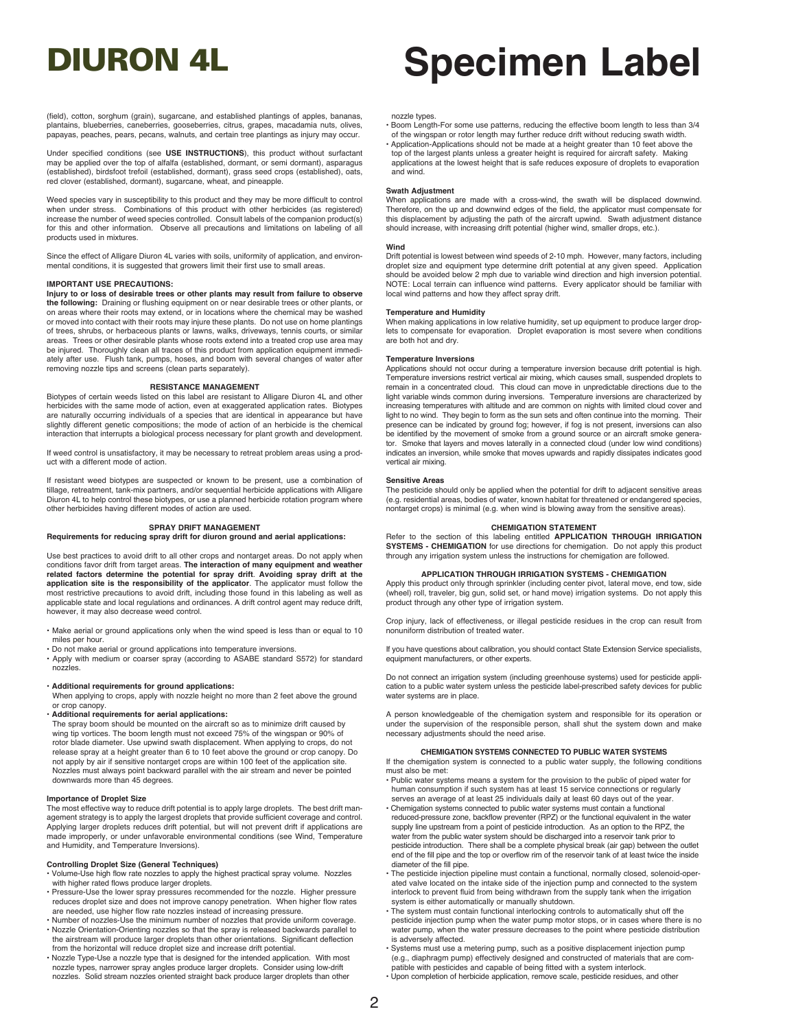(field), cotton, sorghum (grain), sugarcane, and established plantings of apples, bananas, plantains, blueberries, caneberries, gooseberries, citrus, grapes, macadamia nuts, olives, papayas, peaches, pears, pecans, walnuts, and certain tree plantings as injury may occur.

Under specified conditions (see **USE INSTRUCTIONS**), this product without surfactant may be applied over the top of alfalfa (established, dormant, or semi dormant), asparagus (established), birdsfoot trefoil (established, dormant), grass seed crops (established), oats, red clover (established, dormant), sugarcane, wheat, and pineapple.

Weed species vary in susceptibility to this product and they may be more difficult to control when under stress. Combinations of this product with other herbicides (as registered) increase the number of weed species controlled. Consult labels of the companion product(s) for this and other information. Observe all precautions and limitations on labeling of all products used in mixtures.

Since the effect of Alligare Diuron 4L varies with soils, uniformity of application, and environmental conditions, it is suggested that growers limit their first use to small areas.

**IMPORTANT USE PRECAUTIONS:**

**Injury to or loss of desirable trees or other plants may result from failure to observe the following:** Draining or flushing equipment on or near desirable trees or other plants, or on areas where their roots may extend, or in locations where the chemical may be washed or moved into contact with their roots may injure these plants. Do not use on home plantings of trees, shrubs, or herbaceous plants or lawns, walks, driveways, tennis courts, or similar areas. Trees or other desirable plants whose roots extend into a treated crop use area may be injured. Thoroughly clean all traces of this product from application equipment immediately after use. Flush tank, pumps, hoses, and boom with several changes of water after removing nozzle tips and screens (clean parts separately).

**RESISTANCE MANAGEMENT**

Biotypes of certain weeds listed on this label are resistant to Alligare Diuron 4L and other herbicides with the same mode of action, even at exaggerated application rates. Biotypes are naturally occurring individuals of a species that are identical in appearance but have slightly different genetic compositions; the mode of action of an herbicide is the chemical interaction that interrupts a biological process necessary for plant growth and development.

If weed control is unsatisfactory, it may be necessary to retreat problem areas using a product with a different mode of action.

If resistant weed biotypes are suspected or known to be present, use a combination of tillage, retreatment, tank-mix partners, and/or sequential herbicide applications with Alligare Diuron 4L to help control these biotypes, or use a planned herbicide rotation program where other herbicides having different modes of action are used.

**SPRAY DRIFT MANAGEMENT**

**Requirements for reducing spray drift for diuron ground and aerial applications:**

Use best practices to avoid drift to all other crops and nontarget areas. Do not apply when conditions favor drift from target areas. **The interaction of many equipment and weather related factors determine the potential for spray drift**. **Avoiding spray drift at the application site is the responsibility of the applicator**. The applicator must follow the most restrictive precautions to avoid drift, including those found in this labeling as well as applicable state and local regulations and ordinances. A drift control agent may reduce drift, however, it may also decrease weed control.

- Make aerial or ground applications only when the wind speed is less than or equal to 10 miles per hour.
- Do not make aerial or ground applications into temperature inversions.
- Apply with medium or coarser spray (according to ASABE standard S572) for standard nozzles.

- **Additional requirements for ground applications:**
  When applying to crops, apply with nozzle height no more than 2 feet above the ground or crop canopy.
- **Additional requirements for aerial applications:**
  The spray boom should be mounted on the aircraft so as to minimize drift caused by wing tip vortices. The boom length must not exceed 75% of the wingspan or 90% of rotor blade diameter. Use upwind swath displacement. When applying to crops, do not release spray at a height greater than 6 to 10 feet above the ground or crop canopy. Do not apply by air if sensitive nontarget crops are within 100 feet of the application site. Nozzles must always point backward parallel with the air stream and never be pointed downwards more than 45 degrees.

**Importance of Droplet Size**

The most effective way to reduce drift potential is to apply large droplets. The best drift management strategy is to apply the largest droplets that provide sufficient coverage and control. Applying larger droplets reduces drift potential, but will not prevent drift if applications are made improperly, or under unfavorable environmental conditions (see Wind, Temperature and Humidity, and Temperature Inversions).

**Controlling Droplet Size (General Techniques)**

- Volume-Use high flow rate nozzles to apply the highest practical spray volume. Nozzles with higher rated flows produce larger droplets.
- Pressure-Use the lower spray pressures recommended for the nozzle. Higher pressure reduces droplet size and does not improve canopy penetration. When higher flow rates are needed, use higher flow rate nozzles instead of increasing pressure.
- Number of nozzles-Use the minimum number of nozzles that provide uniform coverage.
- Nozzle Orientation-Orienting nozzles so that the spray is released backwards parallel to the airstream will produce larger droplets than other orientations. Significant deflection from the horizontal will reduce droplet size and increase drift potential.
- Nozzle Type-Use a nozzle type that is designed for the intended application. With most nozzle types, narrower spray angles produce larger droplets. Consider using low-drift nozzles. Solid stream nozzles oriented straight back produce larger droplets than other nozzle types.
- Boom Length-For some use patterns, reducing the effective boom length to less than 3/4 of the wingspan or rotor length may further reduce drift without reducing swath width.
- Application-Applications should not be made at a height greater than 10 feet above the top of the largest plants unless a greater height is required for aircraft safety. Making applications at the lowest height that is safe reduces exposure of droplets to evaporation and wind.

**Swath Adjustment**

When applications are made with a cross-wind, the swath will be displaced downwind. Therefore, on the up and downwind edges of the field, the applicator must compensate for this displacement by adjusting the path of the aircraft upwind. Swath adjustment distance should increase, with increasing drift potential (higher wind, smaller drops, etc.).

**Wind**

Drift potential is lowest between wind speeds of 2-10 mph. However, many factors, including droplet size and equipment type determine drift potential at any given speed. Application should be avoided below 2 mph due to variable wind direction and high inversion potential. NOTE: Local terrain can influence wind patterns. Every applicator should be familiar with local wind patterns and how they affect spray drift.

**Temperature and Humidity**

When making applications in low relative humidity, set up equipment to produce larger droplets to compensate for evaporation. Droplet evaporation is most severe when conditions are both hot and dry.

**Temperature Inversions**

Applications should not occur during a temperature inversion because drift potential is high. Temperature inversions restrict vertical air mixing, which causes small, suspended droplets to remain in a concentrated cloud. This cloud can move in unpredictable directions due to the light variable winds common during inversions. Temperature inversions are characterized by increasing temperatures with altitude and are common on nights with limited cloud cover and light to no wind. They begin to form as the sun sets and often continue into the morning. Their presence can be indicated by ground fog; however, if fog is not present, inversions can also be identified by the movement of smoke from a ground source or an aircraft smoke generator. Smoke that layers and moves laterally in a connected cloud (under low wind conditions) indicates an inversion, while smoke that moves upwards and rapidly dissipates indicates good vertical air mixing.

**Sensitive Areas**

The pesticide should only be applied when the potential for drift to adjacent sensitive areas (e.g. residential areas, bodies of water, known habitat for threatened or endangered species, nontarget crops) is minimal (e.g. when wind is blowing away from the sensitive areas).

**CHEMIGATION STATEMENT**

Refer to the section of this labeling entitled **APPLICATION THROUGH IRRIGATION SYSTEMS - CHEMIGATION** for use directions for chemigation. Do not apply this product through any irrigation system unless the instructions for chemigation are followed.

**APPLICATION THROUGH IRRIGATION SYSTEMS - CHEMIGATION**

Apply this product only through sprinkler (including center pivot, lateral move, end tow, side (wheel) roll, traveler, big gun, solid set, or hand move) irrigation systems. Do not apply this product through any other type of irrigation system.

Crop injury, lack of effectiveness, or illegal pesticide residues in the crop can result from nonuniform distribution of treated water.

If you have questions about calibration, you should contact State Extension Service specialists, equipment manufacturers, or other experts.

Do not connect an irrigation system (including greenhouse systems) used for pesticide application to a public water system unless the pesticide label-prescribed safety devices for public water systems are in place.

A person knowledgeable of the chemigation system and responsible for its operation or under the supervision of the responsible person, shall shut the system down and make necessary adjustments should the need arise.

**CHEMIGATION SYSTEMS CONNECTED TO PUBLIC WATER SYSTEMS**

If the chemigation system is connected to a public water supply, the following conditions must also be met:

- Public water systems means a system for the provision to the public of piped water for human consumption if such system has at least 15 service connections or regularly serves an average of at least 25 individuals daily at least 60 days out of the year.
- Chemigation systems connected to public water systems must contain a functional reduced-pressure zone, backflow preventer (RPZ) or the functional equivalent in the water supply line upstream from a point of pesticide introduction. As an option to the RPZ, the water from the public water system should be discharged into a reservoir tank prior to pesticide introduction. There shall be a complete physical break (air gap) between the outlet end of the fill pipe and the top or overflow rim of the reservoir tank of at least twice the inside diameter of the fill pipe.
- The pesticide injection pipeline must contain a functional, normally closed, solenoid-operated valve located on the intake side of the injection pump and connected to the system interlock to prevent fluid from being withdrawn from the supply tank when the irrigation system is either automatically or manually shutdown.
- The system must contain functional interlocking controls to automatically shut off the pesticide injection pump when the water pump motor stops, or in cases where there is no water pump, when the water pressure decreases to the point where pesticide distribution is adversely affected.
- Systems must use a metering pump, such as a positive displacement injection pump (e.g., diaphragm pump) effectively designed and constructed of materials that are compatible with pesticides and capable of being fitted with a system interlock.
- Upon completion of herbicide application, remove scale, pesticide residues, and other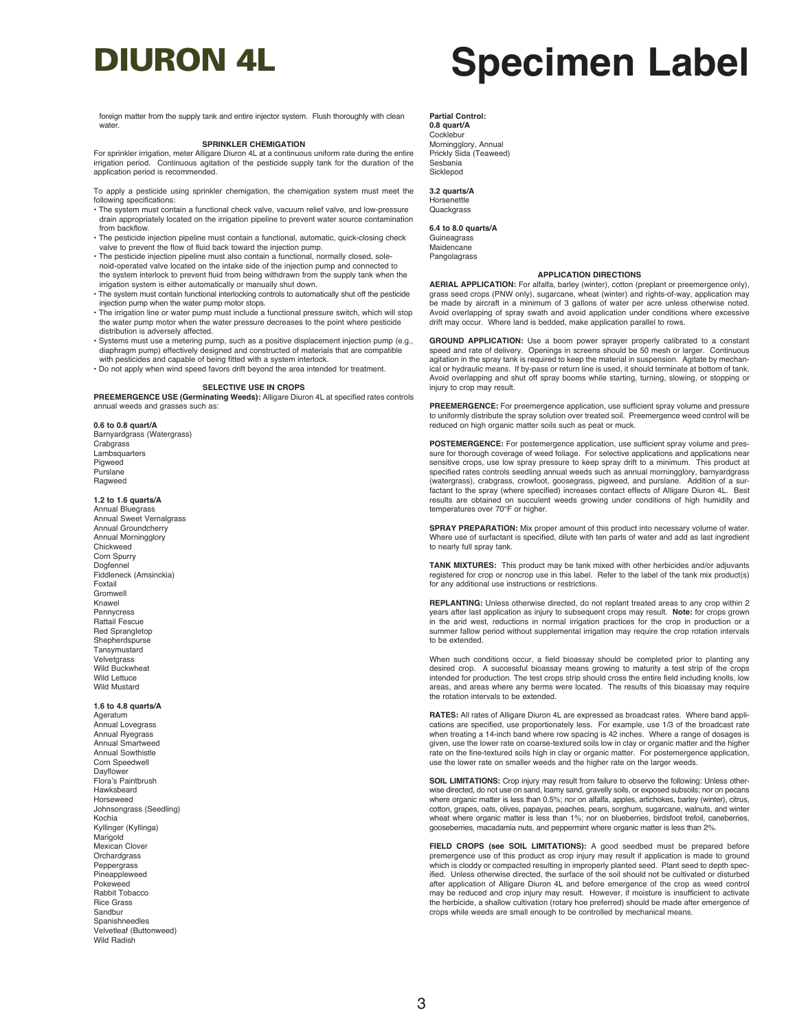foreign matter from the supply tank and entire injector system. Flush thoroughly with clean water.

### SPRINKLER CHEMIGATION

For sprinkler irrigation, meter Alligare Diuron 4L at a continuous uniform rate during the entire irrigation period. Continuous agitation of the pesticide supply tank for the duration of the application period is recommended.

To apply a pesticide using sprinkler chemigation, the chemigation system must meet the following specifications:

- The system must contain a functional check valve, vacuum relief valve, and low-pressure drain appropriately located on the irrigation pipeline to prevent water source contamination from backflow.
- The pesticide injection pipeline must contain a functional, automatic, quick-closing check valve to prevent the flow of fluid back toward the injection pump.
- The pesticide injection pipeline must also contain a functional, normally closed, solenoid-operated valve located on the intake side of the injection pump and connected to the system interlock to prevent fluid from being withdrawn from the supply tank when the irrigation system is either automatically or manually shut down.
- The system must contain functional interlocking controls to automatically shut off the pesticide injection pump when the water pump motor stops.
- The irrigation line or water pump must include a functional pressure switch, which will stop the water pump motor when the water pressure decreases to the point where pesticide distribution is adversely affected.
- Systems must use a metering pump, such as a positive displacement injection pump (e.g., diaphragm pump) effectively designed and constructed of materials that are compatible with pesticides and capable of being fitted with a system interlock.
- Do not apply when wind speed favors drift beyond the area intended for treatment.

### SELECTIVE USE IN CROPS

**PREEMERGENCE USE (Germinating Weeds):** Alligare Diuron 4L at specified rates controls annual weeds and grasses such as:

**0.6 to 0.8 quart/A**
Barnyardgrass (Watergrass)
Crabgrass
Lambsquarters
Pigweed
Purslane
Ragweed

**1.2 to 1.6 quarts/A**
Annual Bluegrass
Annual Sweet Vernalgrass
Annual Groundcherry
Annual Morningglory
Chickweed
Corn Spurry
Dogfennel
Fiddleneck (Amsinckia)
Foxtail
Gromwell
Knawel
Pennycress
Rattail Fescue
Red Sprangletop
Shepherdspurse
Tansymustard
Velvetgrass
Wild Buckwheat
Wild Lettuce
Wild Mustard

**1.6 to 4.8 quarts/A**
Ageratum
Annual Lovegrass
Annual Ryegrass
Annual Smartweed
Annual Sowthistle
Corn Speedwell
Dayflower
Flora's Paintbrush
Hawksbeard
Horseweed
Johnsongrass (Seedling)
Kochia
Kyllinger (Kyllinga)
Marigold
Mexican Clover
Orchardgrass
Peppergrass
Pineappleweed
Pokeweed
Rabbit Tobacco
Rice Grass
Sandbur
Spanishneedles
Velvetleaf (Buttonweed)
Wild Radish

**Partial Control:**

**0.8 quart/A**
Cocklebur
Morningglory, Annual
Prickly Sida (Teaweed)
Sesbania
Sicklepod

**3.2 quarts/A**
Horsenettle
Quackgrass

**6.4 to 8.0 quarts/A**
Guineagrass
Maidencane
Pangolagrass

### APPLICATION DIRECTIONS

**AERIAL APPLICATION:** For alfalfa, barley (winter), cotton (preplant or preemergence only), grass seed crops (PNW only), sugarcane, wheat (winter) and rights-of-way, application may be made by aircraft in a minimum of 3 gallons of water per acre unless otherwise noted. Avoid overlapping of spray swath and avoid application under conditions where excessive drift may occur. Where land is bedded, make application parallel to rows.

**GROUND APPLICATION:** Use a boom power sprayer properly calibrated to a constant speed and rate of delivery. Openings in screens should be 50 mesh or larger. Continuous agitation in the spray tank is required to keep the material in suspension. Agitate by mechanical or hydraulic means. If by-pass or return line is used, it should terminate at bottom of tank. Avoid overlapping and shut off spray booms while starting, turning, slowing, or stopping or injury to crop may result.

**PREEMERGENCE:** For preemergence application, use sufficient spray volume and pressure to uniformly distribute the spray solution over treated soil. Preemergence weed control will be reduced on high organic matter soils such as peat or muck.

**POSTEMERGENCE:** For postemergence application, use sufficient spray volume and pressure for thorough coverage of weed foliage. For selective applications and applications near sensitive crops, use low spray pressure to keep spray drift to a minimum. This product at specified rates controls seedling annual weeds such as annual morningglory, barnyardgrass (watergrass), crabgrass, crowfoot, goosegrass, pigweed, and purslane. Addition of a surfactant to the spray (where specified) increases contact effects of Alligare Diuron 4L. Best results are obtained on succulent weeds growing under conditions of high humidity and temperatures over 70°F or higher.

**SPRAY PREPARATION:** Mix proper amount of this product into necessary volume of water. Where use of surfactant is specified, dilute with ten parts of water and add as last ingredient to nearly full spray tank.

**TANK MIXTURES:** This product may be tank mixed with other herbicides and/or adjuvants registered for crop or noncrop use in this label. Refer to the label of the tank mix product(s) for any additional use instructions or restrictions.

**REPLANTING:** Unless otherwise directed, do not replant treated areas to any crop within 2 years after last application as injury to subsequent crops may result. **Note:** for crops grown in the arid west, reductions in normal irrigation practices for the crop in production or a summer fallow period without supplemental irrigation may require the crop rotation intervals to be extended.

When such conditions occur, a field bioassay should be completed prior to planting any desired crop. A successful bioassay means growing to maturity a test strip of the crops intended for production. The test crops strip should cross the entire field including knolls, low areas, and areas where any berms were located. The results of this bioassay may require the rotation intervals to be extended.

**RATES:** All rates of Alligare Diuron 4L are expressed as broadcast rates. Where band applications are specified, use proportionately less. For example, use 1/3 of the broadcast rate when treating a 14-inch band where row spacing is 42 inches. Where a range of dosages is given, use the lower rate on coarse-textured soils low in clay or organic matter and the higher rate on the fine-textured soils high in clay or organic matter. For postemergence application, use the lower rate on smaller weeds and the higher rate on the larger weeds.

**SOIL LIMITATIONS:** Crop injury may result from failure to observe the following: Unless otherwise directed, do not use on sand, loamy sand, gravelly soils, or exposed subsoils; nor on pecans where organic matter is less than 0.5%; nor on alfalfa, apples, artichokes, barley (winter), citrus, cotton, grapes, oats, olives, papayas, peaches, pears, sorghum, sugarcane, walnuts, and winter wheat where organic matter is less than 1%; nor on blueberries, birdsfoot trefoil, caneberries, gooseberries, macadamia nuts, and peppermint where organic matter is less than 2%.

**FIELD CROPS (see SOIL LIMITATIONS):** A good seedbed must be prepared before preemergence use of this product as crop injury may result if application is made to ground which is cloddy or compacted resulting in improperly planted seed. Plant seed to depth specified. Unless otherwise directed, the surface of the soil should not be cultivated or disturbed after application of Alligare Diuron 4L and before emergence of the crop as weed control may be reduced and crop injury may result. However, if moisture is insufficient to activate the herbicide, a shallow cultivation (rotary hoe preferred) should be made after emergence of crops while weeds are small enough to be controlled by mechanical means.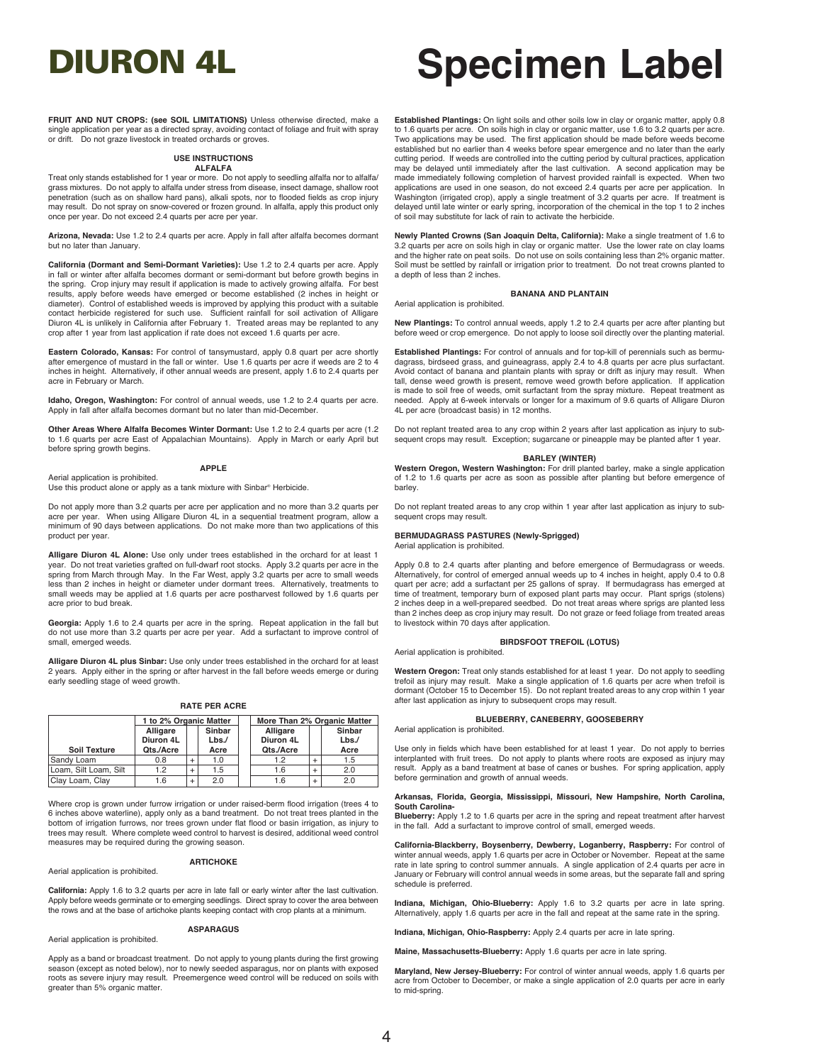# DIURON 4L

# Specimen Label

**FRUIT AND NUT CROPS: (see SOIL LIMITATIONS)** Unless otherwise directed, make a single application per year as a directed spray, avoiding contact of foliage and fruit with spray or drift. Do not graze livestock in treated orchards or groves.

## USE INSTRUCTIONS

### ALFALFA

Treat only stands established for 1 year or more. Do not apply to seedling alfalfa nor to alfalfa/grass mixtures. Do not apply to alfalfa under stress from disease, insect damage, shallow root penetration (such as on shallow hard pans), alkali spots, nor to flooded fields as crop injury may result. Do not spray on snow-covered or frozen ground. In alfalfa, apply this product only once per year. Do not exceed 2.4 quarts per acre per year.

**Arizona, Nevada:** Use 1.2 to 2.4 quarts per acre. Apply in fall after alfalfa becomes dormant but no later than January.

**California (Dormant and Semi-Dormant Varieties):** Use 1.2 to 2.4 quarts per acre. Apply in fall or winter after alfalfa becomes dormant or semi-dormant but before growth begins in the spring. Crop injury may result if application is made to actively growing alfalfa. For best results, apply before weeds have emerged or become established (2 inches in height or diameter). Control of established weeds is improved by applying this product with a suitable contact herbicide registered for such use. Sufficient rainfall for soil activation of Alligare Diuron 4L is unlikely in California after February 1. Treated areas may be replanted to any crop after 1 year from last application if rate does not exceed 1.6 quarts per acre.

**Eastern Colorado, Kansas:** For control of tansymustard, apply 0.8 quart per acre shortly after emergence of mustard in the fall or winter. Use 1.6 quarts per acre if weeds are 2 to 4 inches in height. Alternatively, if other annual weeds are present, apply 1.6 to 2.4 quarts per acre in February or March.

**Idaho, Oregon, Washington:** For control of annual weeds, use 1.2 to 2.4 quarts per acre. Apply in fall after alfalfa becomes dormant but no later than mid-December.

**Other Areas Where Alfalfa Becomes Winter Dormant:** Use 1.2 to 2.4 quarts per acre (1.2 to 1.6 quarts per acre East of Appalachian Mountains). Apply in March or early April but before spring growth begins.

### APPLE

Aerial application is prohibited.
Use this product alone or apply as a tank mixture with Sinbar® Herbicide.

Do not apply more than 3.2 quarts per acre per application and no more than 3.2 quarts per acre per year. When using Alligare Diuron 4L in a sequential treatment program, allow a minimum of 90 days between applications. Do not make more than two applications of this product per year.

**Alligare Diuron 4L Alone:** Use only under trees established in the orchard for at least 1 year. Do not treat varieties grafted on full-dwarf root stocks. Apply 3.2 quarts per acre in the spring from March through May. In the Far West, apply 3.2 quarts per acre to small weeds less than 2 inches in height or diameter under dormant trees. Alternatively, treatments to small weeds may be applied at 1.6 quarts per acre postharvest followed by 1.6 quarts per acre prior to bud break.

**Georgia:** Apply 1.6 to 2.4 quarts per acre in the spring. Repeat application in the fall but do not use more than 3.2 quarts per acre per year. Add a surfactant to improve control of small, emerged weeds.

**Alligare Diuron 4L plus Sinbar:** Use only under trees established in the orchard for at least 2 years. Apply either in the spring or after harvest in the fall before weeds emerge or during early seedling stage of weed growth.

**RATE PER ACRE**

| | 1 to 2% Organic Matter | | | More Than 2% Organic Matter | | |
|---|---|---|---|---|---|---|
| Soil Texture | Alligare Diuron 4L Qts./Acre | | Sinbar Lbs./ Acre | Alligare Diuron 4L Qts./Acre | | Sinbar Lbs./ Acre |
| Sandy Loam | 0.8 | + | 1.0 | 1.2 | + | 1.5 |
| Loam, Silt Loam, Silt | 1.2 | + | 1.5 | 1.6 | + | 2.0 |
| Clay Loam, Clay | 1.6 | + | 2.0 | 1.6 | + | 2.0 |

Where crop is grown under furrow irrigation or under raised-berm flood irrigation (trees 4 to 6 inches above waterline), apply only as a band treatment. Do not treat trees planted in the bottom of irrigation furrows, nor trees grown under flat flood or basin irrigation, as injury to trees may result. Where complete weed control to harvest is desired, additional weed control measures may be required during the growing season.

### ARTICHOKE

Aerial application is prohibited.

**California:** Apply 1.6 to 3.2 quarts per acre in late fall or early winter after the last cultivation. Apply before weeds germinate or to emerging seedlings. Direct spray to cover the area between the rows and at the base of artichoke plants keeping contact with crop plants at a minimum.

### ASPARAGUS

Aerial application is prohibited.

Apply as a band or broadcast treatment. Do not apply to young plants during the first growing season (except as noted below), nor to newly seeded asparagus, nor on plants with exposed roots as severe injury may result. Preemergence weed control will be reduced on soils with greater than 5% organic matter.

**Established Plantings:** On light soils and other soils low in clay or organic matter, apply 0.8 to 1.6 quarts per acre. On soils high in clay or organic matter, use 1.6 to 3.2 quarts per acre. Two applications may be used. The first application should be made before weeds become established but no earlier than 4 weeks before spear emergence and no later than the early cutting period. If weeds are controlled into the cutting period by cultural practices, application may be delayed until immediately after the last cultivation. A second application may be made immediately following completion of harvest provided rainfall is expected. When two applications are used in one season, do not exceed 2.4 quarts per acre per application. In Washington (irrigated crop), apply a single treatment of 3.2 quarts per acre. If treatment is delayed until late winter or early spring, incorporation of the chemical in the top 1 to 2 inches of soil may substitute for lack of rain to activate the herbicide.

**Newly Planted Crowns (San Joaquin Delta, California):** Make a single treatment of 1.6 to 3.2 quarts per acre on soils high in clay or organic matter. Use the lower rate on clay loams and the higher rate on peat soils. Do not use on soils containing less than 2% organic matter. Soil must be settled by rainfall or irrigation prior to treatment. Do not treat crowns planted to a depth of less than 2 inches.

### BANANA AND PLANTAIN

Aerial application is prohibited.

**New Plantings:** To control annual weeds, apply 1.2 to 2.4 quarts per acre after planting but before weed or crop emergence. Do not apply to loose soil directly over the planting material.

**Established Plantings:** For control of annuals and for top-kill of perennials such as bermudagrass, birdseed grass, and guineagrass, apply 2.4 to 4.8 quarts per acre plus surfactant. Avoid contact of banana and plantain plants with spray or drift as injury may result. When tall, dense weed growth is present, remove weed growth before application. If application is made to soil free of weeds, omit surfactant from the spray mixture. Repeat treatment as needed. Apply at 6-week intervals or longer for a maximum of 9.6 quarts of Alligare Diuron 4L per acre (broadcast basis) in 12 months.

Do not replant treated area to any crop within 2 years after last application as injury to subsequent crops may result. Exception; sugarcane or pineapple may be planted after 1 year.

### BARLEY (WINTER)

**Western Oregon, Western Washington:** For drill planted barley, make a single application of 1.2 to 1.6 quarts per acre as soon as possible after planting but before emergence of barley.

Do not replant treated areas to any crop within 1 year after last application as injury to subsequent crops may result.

### BERMUDAGRASS PASTURES (Newly-Sprigged)

Aerial application is prohibited.

Apply 0.8 to 2.4 quarts after planting and before emergence of Bermudagrass or weeds. Alternatively, for control of emerged annual weeds up to 4 inches in height, apply 0.4 to 0.8 quart per acre; add a surfactant per 25 gallons of spray. If bermudagrass has emerged at time of treatment, temporary burn of exposed plant parts may occur. Plant sprigs (stolens) 2 inches deep in a well-prepared seedbed. Do not treat areas where sprigs are planted less than 2 inches deep as crop injury may result. Do not graze or feed foliage from treated areas to livestock within 70 days after application.

### BIRDSFOOT TREFOIL (LOTUS)

Aerial application is prohibited.

**Western Oregon:** Treat only stands established for at least 1 year. Do not apply to seedling trefoil as injury may result. Make a single application of 1.6 quarts per acre when trefoil is dormant (October 15 to December 15). Do not replant treated areas to any crop within 1 year after last application as injury to subsequent crops may result.

### BLUEBERRY, CANEBERRY, GOOSEBERRY

Aerial application is prohibited.

Use only in fields which have been established for at least 1 year. Do not apply to berries interplanted with fruit trees. Do not apply to plants where roots are exposed as injury may result. Apply as a band treatment at base of canes or bushes. For spring application, apply before germination and growth of annual weeds.

**Arkansas, Florida, Georgia, Mississippi, Missouri, New Hampshire, North Carolina, South Carolina-**
**Blueberry:** Apply 1.2 to 1.6 quarts per acre in the spring and repeat treatment after harvest in the fall. Add a surfactant to improve control of small, emerged weeds.

**California-Blackberry, Boysenberry, Dewberry, Loganberry, Raspberry:** For control of winter annual weeds, apply 1.6 quarts per acre in October or November. Repeat at the same rate in late spring to control summer annuals. A single application of 2.4 quarts per acre in January or February will control annual weeds in some areas, but the separate fall and spring schedule is preferred.

**Indiana, Michigan, Ohio-Blueberry:** Apply 1.6 to 3.2 quarts per acre in late spring. Alternatively, apply 1.6 quarts per acre in the fall and repeat at the same rate in the spring.

**Indiana, Michigan, Ohio-Raspberry:** Apply 2.4 quarts per acre in late spring.

**Maine, Massachusetts-Blueberry:** Apply 1.6 quarts per acre in late spring.

**Maryland, New Jersey-Blueberry:** For control of winter annual weeds, apply 1.6 quarts per acre from October to December, or make a single application of 2.0 quarts per acre in early to mid-spring.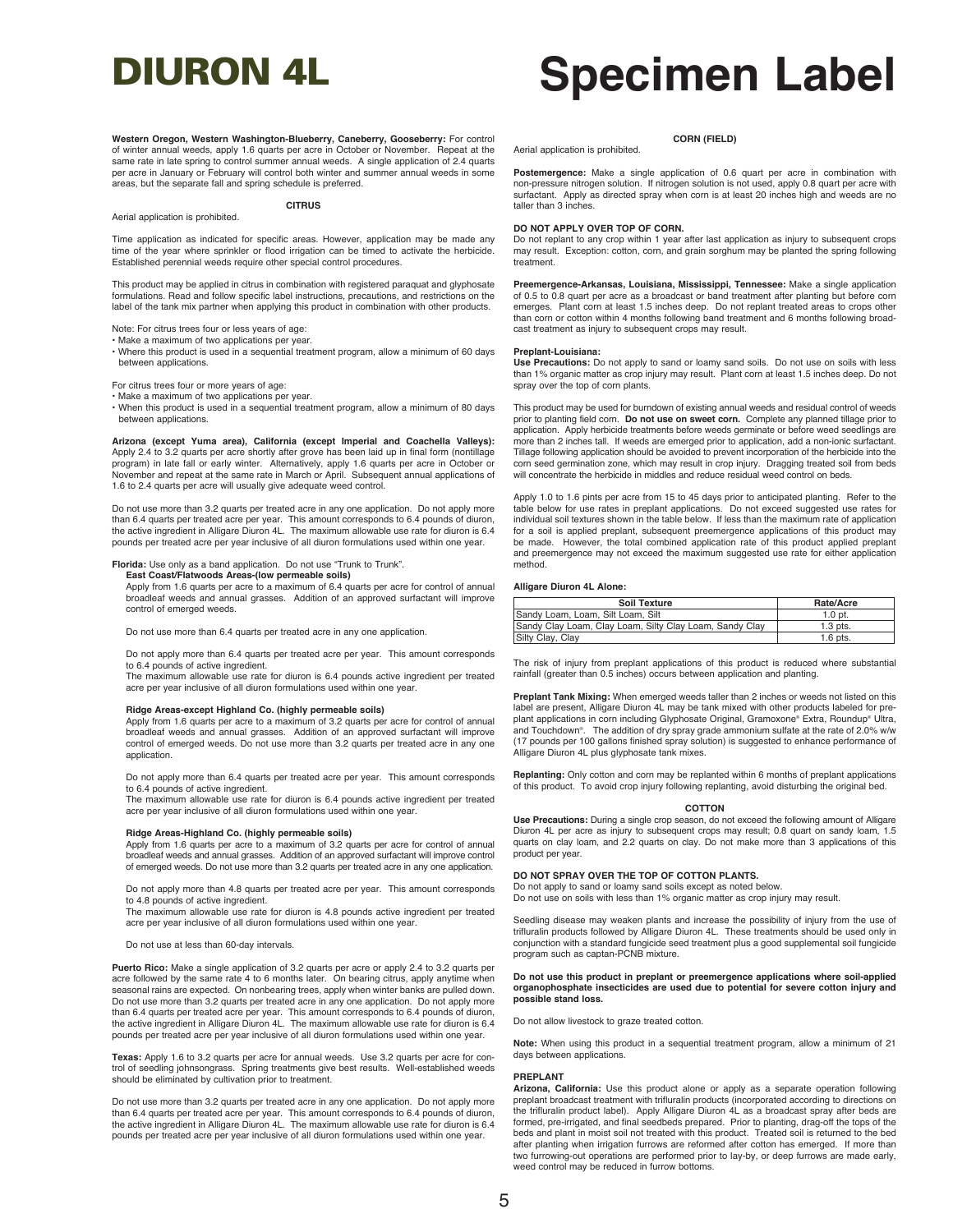**Western Oregon, Western Washington-Blueberry, Caneberry, Gooseberry:** For control of winter annual weeds, apply 1.6 quarts per acre in October or November. Repeat at the same rate in late spring to control summer annual weeds. A single application of 2.4 quarts per acre in January or February will control both winter and summer annual weeds in some areas, but the separate fall and spring schedule is preferred.

### CITRUS

Aerial application is prohibited.

Time application as indicated for specific areas. However, application may be made any time of the year where sprinkler or flood irrigation can be timed to activate the herbicide. Established perennial weeds require other special control procedures.

This product may be applied in citrus in combination with registered paraquat and glyphosate formulations. Read and follow specific label instructions, precautions, and restrictions on the label of the tank mix partner when applying this product in combination with other products.

Note: For citrus trees four or less years of age:
- Make a maximum of two applications per year.
- Where this product is used in a sequential treatment program, allow a minimum of 60 days between applications.

For citrus trees four or more years of age:
- Make a maximum of two applications per year.
- When this product is used in a sequential treatment program, allow a minimum of 80 days between applications.

**Arizona (except Yuma area), California (except Imperial and Coachella Valleys):** Apply 2.4 to 3.2 quarts per acre shortly after grove has been laid up in final form (nontillage program) in late fall or early winter. Alternatively, apply 1.6 quarts per acre in October or November and repeat at the same rate in March or April. Subsequent annual applications of 1.6 to 2.4 quarts per acre will usually give adequate weed control.

Do not use more than 3.2 quarts per treated acre in any one application. Do not apply more than 6.4 quarts per treated acre per year. This amount corresponds to 6.4 pounds of diuron, the active ingredient in Alligare Diuron 4L. The maximum allowable use rate for diuron is 6.4 pounds per treated acre per year inclusive of all diuron formulations used within one year.

**Florida:** Use only as a band application. Do not use "Trunk to Trunk".

**East Coast/Flatwoods Areas-(low permeable soils)**

Apply from 1.6 quarts per acre to a maximum of 6.4 quarts per acre for control of annual broadleaf weeds and annual grasses. Addition of an approved surfactant will improve control of emerged weeds.

Do not use more than 6.4 quarts per treated acre in any one application.

Do not apply more than 6.4 quarts per treated acre per year. This amount corresponds to 6.4 pounds of active ingredient.
The maximum allowable use rate for diuron is 6.4 pounds active ingredient per treated acre per year inclusive of all diuron formulations used within one year.

**Ridge Areas-except Highland Co. (highly permeable soils)**

Apply from 1.6 quarts per acre to a maximum of 3.2 quarts per acre for control of annual broadleaf weeds and annual grasses. Addition of an approved surfactant will improve control of emerged weeds. Do not use more than 3.2 quarts per treated acre in any one application.

Do not apply more than 6.4 quarts per treated acre per year. This amount corresponds to 6.4 pounds of active ingredient.
The maximum allowable use rate for diuron is 6.4 pounds active ingredient per treated acre per year inclusive of all diuron formulations used within one year.

**Ridge Areas-Highland Co. (highly permeable soils)**

Apply from 1.6 quarts per acre to a maximum of 3.2 quarts per acre for control of annual broadleaf weeds and annual grasses. Addition of an approved surfactant will improve control of emerged weeds. Do not use more than 3.2 quarts per treated acre in any one application.

Do not apply more than 4.8 quarts per treated acre per year. This amount corresponds to 4.8 pounds of active ingredient.
The maximum allowable use rate for diuron is 4.8 pounds active ingredient per treated acre per year inclusive of all diuron formulations used within one year.

Do not use at less than 60-day intervals.

**Puerto Rico:** Make a single application of 3.2 quarts per acre or apply 2.4 to 3.2 quarts per acre followed by the same rate 4 to 6 months later. On bearing citrus, apply anytime when seasonal rains are expected. On nonbearing trees, apply when winter banks are pulled down. Do not use more than 3.2 quarts per treated acre in any one application. Do not apply more than 6.4 quarts per treated acre per year. This amount corresponds to 6.4 pounds of diuron, the active ingredient in Alligare Diuron 4L. The maximum allowable use rate for diuron is 6.4 pounds per treated acre per year inclusive of all diuron formulations used within one year.

**Texas:** Apply 1.6 to 3.2 quarts per acre for annual weeds. Use 3.2 quarts per acre for control of seedling johnsongrass. Spring treatments give best results. Well-established weeds should be eliminated by cultivation prior to treatment.

Do not use more than 3.2 quarts per treated acre in any one application. Do not apply more than 6.4 quarts per treated acre per year. This amount corresponds to 6.4 pounds of diuron, the active ingredient in Alligare Diuron 4L. The maximum allowable use rate for diuron is 6.4 pounds per treated acre per year inclusive of all diuron formulations used within one year.

### CORN (FIELD)

Aerial application is prohibited.

**Postemergence:** Make a single application of 0.6 quart per acre in combination with non-pressure nitrogen solution. If nitrogen solution is not used, apply 0.8 quart per acre with surfactant. Apply as directed spray when corn is at least 20 inches high and weeds are no taller than 3 inches.

**DO NOT APPLY OVER TOP OF CORN.**
Do not replant to any crop within 1 year after last application as injury to subsequent crops may result. Exception: cotton, corn, and grain sorghum may be planted the spring following treatment.

**Preemergence-Arkansas, Louisiana, Mississippi, Tennessee:** Make a single application of 0.5 to 0.8 quart per acre as a broadcast or band treatment after planting but before corn emerges. Plant corn at least 1.5 inches deep. Do not replant treated areas to crops other than corn or cotton within 4 months following band treatment and 6 months following broadcast treatment as injury to subsequent crops may result.

**Preplant-Louisiana:**
**Use Precautions:** Do not apply to sand or loamy sand soils. Do not use on soils with less than 1% organic matter as crop injury may result. Plant corn at least 1.5 inches deep. Do not spray over the top of corn plants.

This product may be used for burndown of existing annual weeds and residual control of weeds prior to planting field corn. **Do not use on sweet corn.** Complete any planned tillage prior to application. Apply herbicide treatments before weeds germinate or before weed seedlings are more than 2 inches tall. If weeds are emerged prior to application, add a non-ionic surfactant. Tillage following application should be avoided to prevent incorporation of the herbicide into the corn seed germination zone, which may result in crop injury. Dragging treated soil from beds will concentrate the herbicide in middles and reduce residual weed control on beds.

Apply 1.0 to 1.6 pints per acre from 15 to 45 days prior to anticipated planting. Refer to the table below for use rates in preplant applications. Do not exceed suggested use rates for individual soil textures shown in the table below. If less than the maximum rate of application for a soil is applied preplant, subsequent preemergence applications of this product may be made. However, the total combined application rate of this product applied preplant and preemergence may not exceed the maximum suggested use rate for either application method.

**Alligare Diuron 4L Alone:**

| Soil Texture | Rate/Acre |
|---|---|
| Sandy Loam, Loam, Silt Loam, Silt | 1.0 pt. |
| Sandy Clay Loam, Clay Loam, Silty Clay Loam, Sandy Clay | 1.3 pts. |
| Silty Clay, Clay | 1.6 pts. |

The risk of injury from preplant applications of this product is reduced where substantial rainfall (greater than 0.5 inches) occurs between application and planting.

**Preplant Tank Mixing:** When emerged weeds taller than 2 inches or weeds not listed on this label are present, Alligare Diuron 4L may be tank mixed with other products labeled for preplant applications in corn including Glyphosate Original, Gramoxone® Extra, Roundup® Ultra, and Touchdown®. The addition of dry spray grade ammonium sulfate at the rate of 2.0% w/w (17 pounds per 100 gallons finished spray solution) is suggested to enhance performance of Alligare Diuron 4L plus glyphosate tank mixes.

**Replanting:** Only cotton and corn may be replanted within 6 months of preplant applications of this product. To avoid crop injury following replanting, avoid disturbing the original bed.

### COTTON

**Use Precautions:** During a single crop season, do not exceed the following amount of Alligare Diuron 4L per acre as injury to subsequent crops may result; 0.8 quart on sandy loam, 1.5 quarts on clay loam, and 2.2 quarts on clay. Do not make more than 3 applications of this product per year.

**DO NOT SPRAY OVER THE TOP OF COTTON PLANTS.**
Do not apply to sand or loamy sand soils except as noted below.
Do not use on soils with less than 1% organic matter as crop injury may result.

Seedling disease may weaken plants and increase the possibility of injury from the use of trifluralin products followed by Alligare Diuron 4L. These treatments should be used only in conjunction with a standard fungicide seed treatment plus a good supplemental soil fungicide program such as captan-PCNB mixture.

**Do not use this product in preplant or preemergence applications where soil-applied organophosphate insecticides are used due to potential for severe cotton injury and possible stand loss.**

Do not allow livestock to graze treated cotton.

**Note:** When using this product in a sequential treatment program, allow a minimum of 21 days between applications.

**PREPLANT**
**Arizona, California:** Use this product alone or apply as a separate operation following preplant broadcast treatment with trifluralin products (incorporated according to directions on the trifluralin product label). Apply Alligare Diuron 4L as a broadcast spray after beds are formed, pre-irrigated, and final seedbeds prepared. Prior to planting, drag-off the tops of the beds and plant in moist soil not treated with this product. Treated soil is returned to the bed after planting when irrigation furrows are reformed after cotton has emerged. If more than two furrowing-out operations are performed prior to lay-by, or deep furrows are made early, weed control may be reduced in furrow bottoms.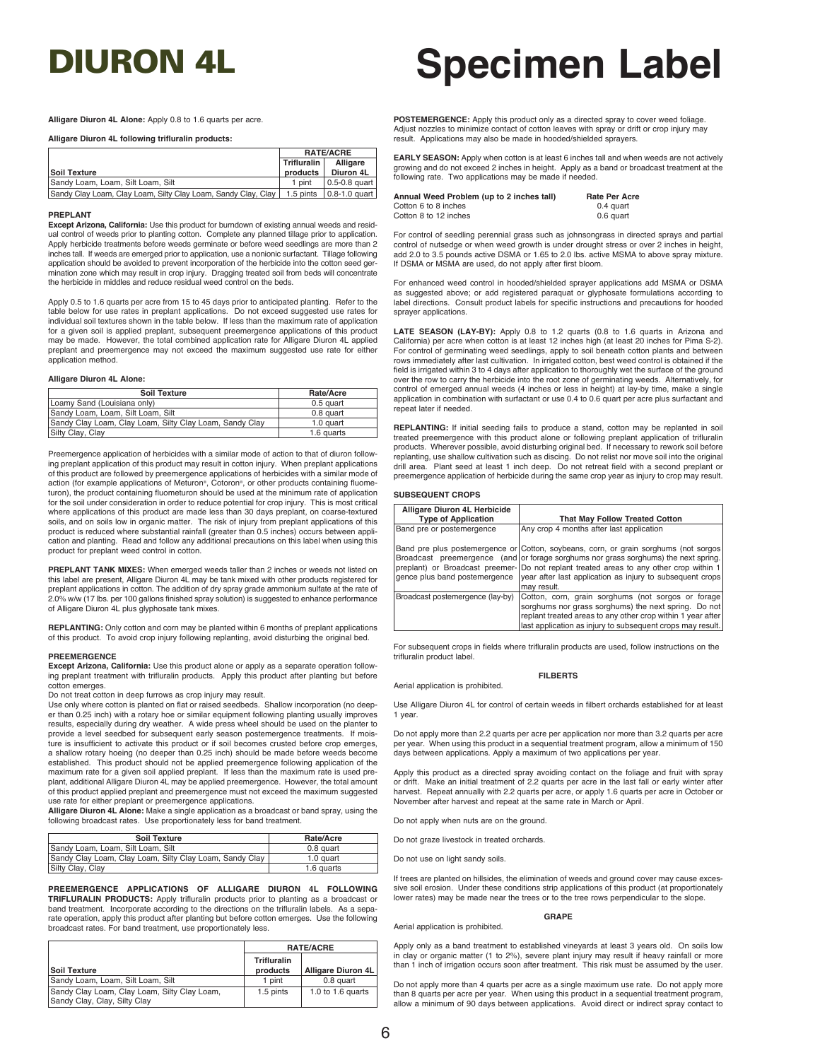# DIURON 4L

# Specimen Label

**Alligare Diuron 4L Alone:** Apply 0.8 to 1.6 quarts per acre.

**Alligare Diuron 4L following trifluralin products:**

| | RATE/ACRE | |
|---|---|---|
| **Soil Texture** | **Trifluralin products** | **Alligare Diuron 4L** |
| Sandy Loam, Loam, Silt Loam, Silt | 1 pint | 0.5-0.8 quart |
| Sandy Clay Loam, Clay Loam, Silty Clay Loam, Sandy Clay, Clay | 1.5 pints | 0.8-1.0 quart |

**PREPLANT**

**Except Arizona, California:** Use this product for burndown of existing annual weeds and residual control of weeds prior to planting cotton. Complete any planned tillage prior to application. Apply herbicide treatments before weeds germinate or before weed seedlings are more than 2 inches tall. If weeds are emerged prior to application, use a nonionic surfactant. Tillage following application should be avoided to prevent incorporation of the herbicide into the cotton seed germination zone which may result in crop injury. Dragging treated soil from beds will concentrate the herbicide in middles and reduce residual weed control on the beds.

Apply 0.5 to 1.6 quarts per acre from 15 to 45 days prior to anticipated planting. Refer to the table below for use rates in preplant applications. Do not exceed suggested use rates for individual soil textures shown in the table below. If less than the maximum rate of application for a given soil is applied preplant, subsequent preemergence applications of this product may be made. However, the total combined application rate for Alligare Diuron 4L applied preplant and preemergence may not exceed the maximum suggested use rate for either application method.

**Alligare Diuron 4L Alone:**

| Soil Texture | Rate/Acre |
|---|---|
| Loamy Sand (Louisiana only) | 0.5 quart |
| Sandy Loam, Loam, Silt Loam, Silt | 0.8 quart |
| Sandy Clay Loam, Clay Loam, Silty Clay Loam, Sandy Clay | 1.0 quart |
| Silty Clay, Clay | 1.6 quarts |

Preemergence application of herbicides with a similar mode of action to that of diuron following preplant application of this product may result in cotton injury. When preplant applications of this product are followed by preemergence applications of herbicides with a similar mode of action (for example applications of Meturon®, Cotoron®, or other products containing fluometuron), the product containing fluometuron should be used at the minimum rate of application for the soil under consideration in order to reduce potential for crop injury. This is most critical where applications of this product are made less than 30 days preplant, on coarse-textured soils, and on soils low in organic matter. The risk of injury from preplant applications of this product is reduced where substantial rainfall (greater than 0.5 inches) occurs between application and planting. Read and follow any additional precautions on this label when using this product for preplant weed control in cotton.

**PREPLANT TANK MIXES:** When emerged weeds taller than 2 inches or weeds not listed on this label are present, Alligare Diuron 4L may be tank mixed with other products registered for preplant applications in cotton. The addition of dry spray grade ammonium sulfate at the rate of 2.0% w/w (17 lbs. per 100 gallons finished spray solution) is suggested to enhance performance of Alligare Diuron 4L plus glyphosate tank mixes.

**REPLANTING:** Only cotton and corn may be planted within 6 months of preplant applications of this product. To avoid crop injury following replanting, avoid disturbing the original bed.

**PREEMERGENCE**

**Except Arizona, California:** Use this product alone or apply as a separate operation following preplant treatment with trifluralin products. Apply this product after planting but before cotton emerges.

Do not treat cotton in deep furrows as crop injury may result.

Use only where cotton is planted on flat or raised seedbeds. Shallow incorporation (no deeper than 0.25 inch) with a rotary hoe or similar equipment following planting usually improves results, especially during dry weather. A wide press wheel should be used on the planter to provide a level seedbed for subsequent early season postemergence treatments. If moisture is insufficient to activate this product or if soil becomes crusted before crop emerges, a shallow rotary hoeing (no deeper than 0.25 inch) should be made before weeds become established. This product should not be applied preemergence following application of the maximum rate for a given soil applied preplant. If less than the maximum rate is used preplant, additional Alligare Diuron 4L may be applied preemergence. However, the total amount of this product applied preplant and preemergence must not exceed the maximum suggested use rate for either preplant or preemergence applications.

**Alligare Diuron 4L Alone:** Make a single application as a broadcast or band spray, using the following broadcast rates. Use proportionately less for band treatment.

| Soil Texture | Rate/Acre |
|---|---|
| Sandy Loam, Loam, Silt Loam, Silt | 0.8 quart |
| Sandy Clay Loam, Clay Loam, Silty Clay Loam, Sandy Clay | 1.0 quart |
| Silty Clay, Clay | 1.6 quarts |

**PREEMERGENCE APPLICATIONS OF ALLIGARE DIURON 4L FOLLOWING TRIFLURALIN PRODUCTS:** Apply trifluralin products prior to planting as a broadcast or band treatment. Incorporate according to the directions on the trifluralin labels. As a separate operation, apply this product after planting but before cotton emerges. Use the following broadcast rates. For band treatment, use proportionately less.

| | RATE/ACRE | |
|---|---|---|
| **Soil Texture** | **Trifluralin products** | **Alligare Diuron 4L** |
| Sandy Loam, Loam, Silt Loam, Silt | 1 pint | 0.8 quart |
| Sandy Clay Loam, Clay Loam, Silty Clay Loam, Sandy Clay, Clay, Silty Clay | 1.5 pints | 1.0 to 1.6 quarts |

**POSTEMERGENCE:** Apply this product only as a directed spray to cover weed foliage. Adjust nozzles to minimize contact of cotton leaves with spray or drift or crop injury may result. Applications may also be made in hooded/shielded sprayers.

**EARLY SEASON:** Apply when cotton is at least 6 inches tall and when weeds are not actively growing and do not exceed 2 inches in height. Apply as a band or broadcast treatment at the following rate. Two applications may be made if needed.

| Annual Weed Problem (up to 2 inches tall) | Rate Per Acre |
|---|---|
| Cotton 6 to 8 inches | 0.4 quart |
| Cotton 8 to 12 inches | 0.6 quart |

For control of seedling perennial grass such as johnsongrass in directed sprays and partial control of nutsedge or when weed growth is under drought stress or over 2 inches in height, add 2.0 to 3.5 pounds active DSMA or 1.65 to 2.0 lbs. active MSMA to above spray mixture. If DSMA or MSMA are used, do not apply after first bloom.

For enhanced weed control in hooded/shielded sprayer applications add MSMA or DSMA as suggested above; or add registered paraquat or glyphosate formulations according to label directions. Consult product labels for specific instructions and precautions for hooded sprayer applications.

**LATE SEASON (LAY-BY):** Apply 0.8 to 1.2 quarts (0.8 to 1.6 quarts in Arizona and California) per acre when cotton is at least 12 inches high (at least 20 inches for Pima S-2). For control of germinating weed seedlings, apply to soil beneath cotton plants and between rows immediately after last cultivation. In irrigated cotton, best weed control is obtained if the field is irrigated within 3 to 4 days after application to thoroughly wet the surface of the ground over the row to carry the herbicide into the root zone of germinating weeds. Alternatively, for control of emerged annual weeds (4 inches or less in height) at lay-by time, make a single application in combination with surfactant or use 0.4 to 0.6 quart per acre plus surfactant and repeat later if needed.

**REPLANTING:** If initial seeding fails to produce a stand, cotton may be replanted in soil treated preemergence with this product alone or following preplant application of trifluralin products. Wherever possible, avoid disturbing original bed. If necessary to rework soil before replanting, use shallow cultivation such as discing. Do not relist nor move soil into the original drill area. Plant seed at least 1 inch deep. Do not retreat field with a second preplant or preemergence application of herbicide during the same crop year as injury to crop may result.

**SUBSEQUENT CROPS**

| Alligare Diuron 4L Herbicide Type of Application | That May Follow Treated Cotton |
|---|---|
| Band pre or postemergence | Any crop 4 months after last application |
| Band pre plus postemergence or Broadcast preemergence (and preplant) or Broadcast preemergence plus band postemergence | Cotton, soybeans, corn, or grain sorghums (not sorgos or forage sorghums nor grass sorghums) the next spring. Do not replant treated areas to any other crop within 1 year after last application as injury to subsequent crops may result. |
| Broadcast postemergence (lay-by) | Cotton, corn, grain sorghums (not sorgos or forage sorghums nor grass sorghums) the next spring. Do not replant treated areas to any other crop within 1 year after last application as injury to subsequent crops may result. |

For subsequent crops in fields where trifluralin products are used, follow instructions on the trifluralin product label.

**FILBERTS**

Aerial application is prohibited.

Use Alligare Diuron 4L for control of certain weeds in filbert orchards established for at least 1 year.

Do not apply more than 2.2 quarts per acre per application nor more than 3.2 quarts per acre per year. When using this product in a sequential treatment program, allow a minimum of 150 days between applications. Apply a maximum of two applications per year.

Apply this product as a directed spray avoiding contact on the foliage and fruit with spray or drift. Make an initial treatment of 2.2 quarts per acre in the last fall or early winter after harvest. Repeat annually with 2.2 quarts per acre, or apply 1.6 quarts per acre in October or November after harvest and repeat at the same rate in March or April.

Do not apply when nuts are on the ground.

Do not graze livestock in treated orchards.

Do not use on light sandy soils.

If trees are planted on hillsides, the elimination of weeds and ground cover may cause excessive soil erosion. Under these conditions strip applications of this product (at proportionately lower rates) may be made near the trees or to the tree rows perpendicular to the slope.

**GRAPE**

Aerial application is prohibited.

Apply only as a band treatment to established vineyards at least 3 years old. On soils low in clay or organic matter (1 to 2%), severe plant injury may result if heavy rainfall or more than 1 inch of irrigation occurs soon after treatment. This risk must be assumed by the user.

Do not apply more than 4 quarts per acre as a single maximum use rate. Do not apply more than 8 quarts per acre per year. When using this product in a sequential treatment program, allow a minimum of 90 days between applications. Avoid direct or indirect spray contact to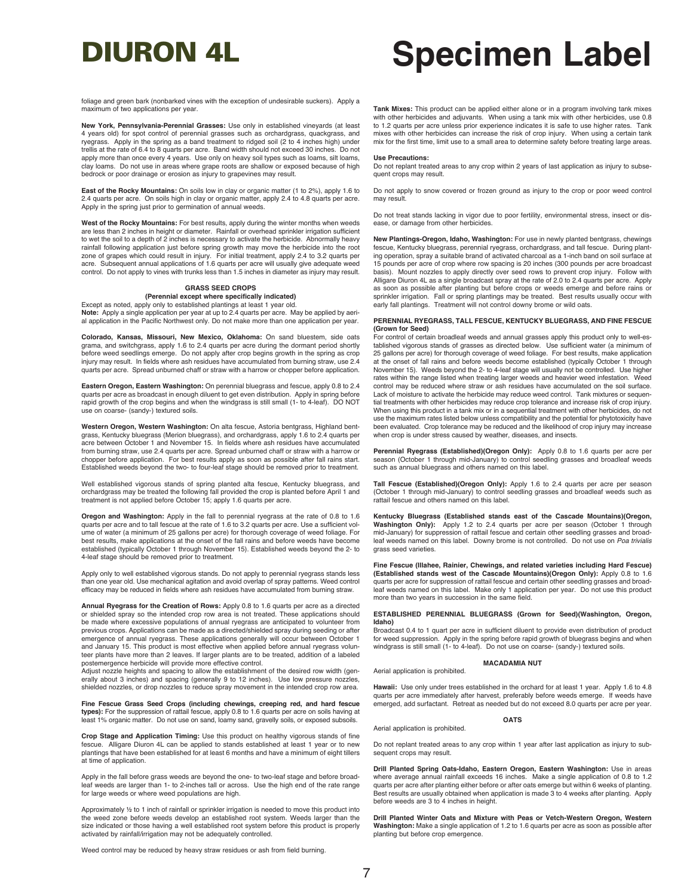foliage and green bark (nonbarked vines with the exception of undesirable suckers). Apply a maximum of two applications per year.

**New York, Pennsylvania-Perennial Grasses:** Use only in established vineyards (at least 4 years old) for spot control of perennial grasses such as orchardgrass, quackgrass, and ryegrass. Apply in the spring as a band treatment to ridged soil (2 to 4 inches high) under trellis at the rate of 6.4 to 8 quarts per acre. Band width should not exceed 30 inches. Do not apply more than once every 4 years. Use only on heavy soil types such as loams, silt loams, clay loams. Do not use in areas where grape roots are shallow or exposed because of high bedrock or poor drainage or erosion as injury to grapevines may result.

**East of the Rocky Mountains:** On soils low in clay or organic matter (1 to 2%), apply 1.6 to 2.4 quarts per acre. On soils high in clay or organic matter, apply 2.4 to 4.8 quarts per acre. Apply in the spring just prior to germination of annual weeds.

**West of the Rocky Mountains:** For best results, apply during the winter months when weeds are less than 2 inches in height or diameter. Rainfall or overhead sprinkler irrigation sufficient to wet the soil to a depth of 2 inches is necessary to activate the herbicide. Abnormally heavy rainfall following application just before spring growth may move the herbicide into the root zone of grapes which could result in injury. For initial treatment, apply 2.4 to 3.2 quarts per acre. Subsequent annual applications of 1.6 quarts per acre will usually give adequate weed control. Do not apply to vines with trunks less than 1.5 inches in diameter as injury may result.

## GRASS SEED CROPS

**(Perennial except where specifically indicated)**

Except as noted, apply only to established plantings at least 1 year old.

**Note:** Apply a single application per year at up to 2.4 quarts per acre. May be applied by aerial application in the Pacific Northwest only. Do not make more than one application per year.

**Colorado, Kansas, Missouri, New Mexico, Oklahoma:** On sand bluestem, side oats grama, and switchgrass, apply 1.6 to 2.4 quarts per acre during the dormant period shortly before weed seedlings emerge. Do not apply after crop begins growth in the spring as crop injury may result. In fields where ash residues have accumulated from burning straw, use 2.4 quarts per acre. Spread unburned chaff or straw with a harrow or chopper before application.

**Eastern Oregon, Eastern Washington:** On perennial bluegrass and fescue, apply 0.8 to 2.4 quarts per acre as broadcast in enough diluent to get even distribution. Apply in spring before rapid growth of the crop begins and when the windgrass is still small (1- to 4-leaf). DO NOT use on coarse- (sandy-) textured soils.

**Western Oregon, Western Washington:** On alta fescue, Astoria bentgrass, Highland bentgrass, Kentucky bluegrass (Merion bluegrass), and orchardgrass, apply 1.6 to 2.4 quarts per acre between October 1 and November 15. In fields where ash residues have accumulated from burning straw, use 2.4 quarts per acre. Spread unburned chaff or straw with a harrow or chopper before application. For best results apply as soon as possible after fall rains start. Established weeds beyond the two- to four-leaf stage should be removed prior to treatment.

Well established vigorous stands of spring planted alta fescue, Kentucky bluegrass, and orchardgrass may be treated the following fall provided the crop is planted before April 1 and treatment is not applied before October 15; apply 1.6 quarts per acre.

**Oregon and Washington:** Apply in the fall to perennial ryegrass at the rate of 0.8 to 1.6 quarts per acre and to tall fescue at the rate of 1.6 to 3.2 quarts per acre. Use a sufficient volume of water (a minimum of 25 gallons per acre) for thorough coverage of weed foliage. For best results, make applications at the onset of the fall rains and before weeds have become established (typically October 1 through November 15). Established weeds beyond the 2- to 4-leaf stage should be removed prior to treatment.

Apply only to well established vigorous stands. Do not apply to perennial ryegrass stands less than one year old. Use mechanical agitation and avoid overlap of spray patterns. Weed control efficacy may be reduced in fields where ash residues have accumulated from burning straw.

**Annual Ryegrass for the Creation of Rows:** Apply 0.8 to 1.6 quarts per acre as a directed or shielded spray so the intended crop row area is not treated. These applications should be made where excessive populations of annual ryegrass are anticipated to volunteer from previous crops. Applications can be made as a directed/shielded spray during seeding or after emergence of annual ryegrass. These applications generally will occur between October 1 and January 15. This product is most effective when applied before annual ryegrass volunteer plants have more than 2 leaves. If larger plants are to be treated, addition of a labeled postemergence herbicide will provide more effective control.

Adjust nozzle heights and spacing to allow the establishment of the desired row width (generally about 3 inches) and spacing (generally 9 to 12 inches). Use low pressure nozzles, shielded nozzles, or drop nozzles to reduce spray movement in the intended crop row area.

**Fine Fescue Grass Seed Crops (including chewings, creeping red, and hard fescue types):** For the suppression of rattail fescue, apply 0.8 to 1.6 quarts per acre on soils having at least 1% organic matter. Do not use on sand, loamy sand, gravelly soils, or exposed subsoils.

**Crop Stage and Application Timing:** Use this product on healthy vigorous stands of fine fescue. Alligare Diuron 4L can be applied to stands established at least 1 year or to new plantings that have been established for at least 6 months and have a minimum of eight tillers at time of application.

Apply in the fall before grass weeds are beyond the one- to two-leaf stage and before broadleaf weeds are larger than 1- to 2-inches tall or across. Use the high end of the rate range for large weeds or where weed populations are high.

Approximately ½ to 1 inch of rainfall or sprinkler irrigation is needed to move this product into the weed zone before weeds develop an established root system. Weeds larger than the size indicated or those having a well established root system before this product is properly activated by rainfall/irrigation may not be adequately controlled.

Weed control may be reduced by heavy straw residues or ash from field burning.

**Tank Mixes:** This product can be applied either alone or in a program involving tank mixes with other herbicides and adjuvants. When using a tank mix with other herbicides, use 0.8 to 1.2 quarts per acre unless prior experience indicates it is safe to use higher rates. Tank mixes with other herbicides can increase the risk of crop injury. When using a certain tank mix for the first time, limit use to a small area to determine safety before treating large areas.

**Use Precautions:**

Do not replant treated areas to any crop within 2 years of last application as injury to subsequent crops may result.

Do not apply to snow covered or frozen ground as injury to the crop or poor weed control may result.

Do not treat stands lacking in vigor due to poor fertility, environmental stress, insect or disease, or damage from other herbicides.

**New Plantings-Oregon, Idaho, Washington:** For use in newly planted bentgrass, chewings fescue, Kentucky bluegrass, perennial ryegrass, orchardgrass, and tall fescue. During planting operation, spray a suitable brand of activated charcoal as a 1-inch band on soil surface at 15 pounds per acre of crop where row spacing is 20 inches (300 pounds per acre broadcast basis). Mount nozzles to apply directly over seed rows to prevent crop injury. Follow with Alligare Diuron 4L as a single broadcast spray at the rate of 2.0 to 2.4 quarts per acre. Apply as soon as possible after planting but before crops or weeds emerge and before rains or sprinkler irrigation. Fall or spring plantings may be treated. Best results usually occur with early fall plantings. Treatment will not control downy brome or wild oats.

**PERENNIAL RYEGRASS, TALL FESCUE, KENTUCKY BLUEGRASS, AND FINE FESCUE (Grown for Seed)**

For control of certain broadleaf weeds and annual grasses apply this product only to well-established vigorous stands of grasses as directed below. Use sufficient water (a minimum of 25 gallons per acre) for thorough coverage of weed foliage. For best results, make application at the onset of fall rains and before weeds become established (typically October 1 through November 15). Weeds beyond the 2- to 4-leaf stage will usually not be controlled. Use higher rates within the range listed when treating larger weeds and heavier weed infestation. Weed control may be reduced where straw or ash residues have accumulated on the soil surface. Lack of moisture to activate the herbicide may reduce weed control. Tank mixtures or sequential treatments with other herbicides may reduce crop tolerance and increase risk of crop injury. When using this product in a tank mix or in a sequential treatment with other herbicides, do not use the maximum rates listed below unless compatibility and the potential for phytotoxicity have been evaluated. Crop tolerance may be reduced and the likelihood of crop injury may increase when crop is under stress caused by weather, diseases, and insects.

**Perennial Ryegrass (Established)(Oregon Only):** Apply 0.8 to 1.6 quarts per acre per season (October 1 through mid-January) to control seedling grasses and broadleaf weeds such as annual bluegrass and others named on this label.

**Tall Fescue (Established)(Oregon Only):** Apply 1.6 to 2.4 quarts per acre per season (October 1 through mid-January) to control seedling grasses and broadleaf weeds such as rattail fescue and others named on this label.

**Kentucky Bluegrass (Established stands east of the Cascade Mountains)(Oregon, Washington Only):** Apply 1.2 to 2.4 quarts per acre per season (October 1 through mid-January) for suppression of rattail fescue and certain other seedling grasses and broadleaf weeds named on this label. Downy brome is not controlled. Do not use on *Poa trivialis* grass seed varieties.

**Fine Fescue (Illahee, Rainier, Chewings, and related varieties including Hard Fescue) (Established stands west of the Cascade Mountains)(Oregon Only):** Apply 0.8 to 1.6 quarts per acre for suppression of rattail fescue and certain other seedling grasses and broadleaf weeds named on this label. Make only 1 application per year. Do not use this product more than two years in succession in the same field.

**ESTABLISHED PERENNIAL BLUEGRASS (Grown for Seed)(Washington, Oregon, Idaho)**

Broadcast 0.4 to 1 quart per acre in sufficient diluent to provide even distribution of product for weed suppression. Apply in the spring before rapid growth of bluegrass begins and when windgrass is still small (1- to 4-leaf). Do not use on coarse- (sandy-) textured soils.

## MACADAMIA NUT

Aerial application is prohibited.

**Hawaii:** Use only under trees established in the orchard for at least 1 year. Apply 1.6 to 4.8 quarts per acre immediately after harvest, preferably before weeds emerge. If weeds have emerged, add surfactant. Retreat as needed but do not exceed 8.0 quarts per acre per year.

## OATS

Aerial application is prohibited.

Do not replant treated areas to any crop within 1 year after last application as injury to subsequent crops may result.

**Drill Planted Spring Oats-Idaho, Eastern Oregon, Eastern Washington:** Use in areas where average annual rainfall exceeds 16 inches. Make a single application of 0.8 to 1.2 quarts per acre after planting either before or after oats emerge but within 6 weeks of planting. Best results are usually obtained when application is made 3 to 4 weeks after planting. Apply before weeds are 3 to 4 inches in height.

**Drill Planted Winter Oats and Mixture with Peas or Vetch-Western Oregon, Western Washington:** Make a single application of 1.2 to 1.6 quarts per acre as soon as possible after planting but before crop emergence.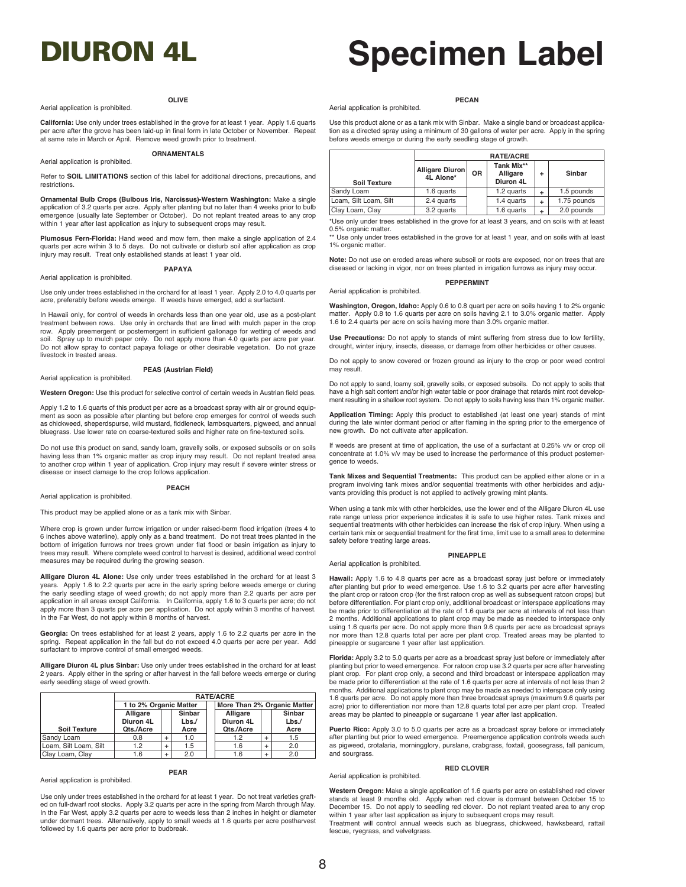# DIURON 4L

# Specimen Label

### OLIVE

Aerial application is prohibited.

**California:** Use only under trees established in the grove for at least 1 year. Apply 1.6 quarts per acre after the grove has been laid-up in final form in late October or November. Repeat at same rate in March or April. Remove weed growth prior to treatment.

### ORNAMENTALS

Aerial application is prohibited.

Refer to **SOIL LIMITATIONS** section of this label for additional directions, precautions, and restrictions.

**Ornamental Bulb Crops (Bulbous Iris, Narcissus)-Western Washington:** Make a single application of 3.2 quarts per acre. Apply after planting but no later than 4 weeks prior to bulb emergence (usually late September or October). Do not replant treated areas to any crop within 1 year after last application as injury to subsequent crops may result.

**Plumosus Fern-Florida:** Hand weed and mow fern, then make a single application of 2.4 quarts per acre within 3 to 5 days. Do not cultivate or disturb soil after application as crop injury may result. Treat only established stands at least 1 year old.

### PAPAYA

Aerial application is prohibited.

Use only under trees established in the orchard for at least 1 year. Apply 2.0 to 4.0 quarts per acre, preferably before weeds emerge. If weeds have emerged, add a surfactant.

In Hawaii only, for control of weeds in orchards less than one year old, use as a post-plant treatment between rows. Use only in orchards that are lined with mulch paper in the crop row. Apply preemergent or postemergent in sufficient gallonage for wetting of weeds and soil. Spray up to mulch paper only. Do not apply more than 4.0 quarts per acre per year. Do not allow spray to contact papaya foliage or other desirable vegetation. Do not graze livestock in treated areas.

### PEAS (Austrian Field)

Aerial application is prohibited.

**Western Oregon:** Use this product for selective control of certain weeds in Austrian field peas.

Apply 1.2 to 1.6 quarts of this product per acre as a broadcast spray with air or ground equipment as soon as possible after planting but before crop emerges for control of weeds such as chickweed, sheperdspurse, wild mustard, fiddleneck, lambsquarters, pigweed, and annual bluegrass. Use lower rate on coarse-textured soils and higher rate on fine-textured soils.

Do not use this product on sand, sandy loam, gravelly soils, or exposed subsoils or on soils having less than 1% organic matter as crop injury may result. Do not replant treated area to another crop within 1 year of application. Crop injury may result if severe winter stress or disease or insect damage to the crop follows application.

### PEACH

Aerial application is prohibited.

This product may be applied alone or as a tank mix with Sinbar.

Where crop is grown under furrow irrigation or under raised-berm flood irrigation (trees 4 to 6 inches above waterline), apply only as a band treatment. Do not treat trees planted in the bottom of irrigation furrows nor trees grown under flat flood or basin irrigation as injury to trees may result. Where complete weed control to harvest is desired, additional weed control measures may be required during the growing season.

**Alligare Diuron 4L Alone:** Use only under trees established in the orchard for at least 3 years. Apply 1.6 to 2.2 quarts per acre in the early spring before weeds emerge or during the early seedling stage of weed growth; do not apply more than 2.2 quarts per acre per application in all areas except California. In California, apply 1.6 to 3 quarts per acre; do not apply more than 3 quarts per acre per application. Do not apply within 3 months of harvest. In the Far West, do not apply within 8 months of harvest.

**Georgia:** On trees established for at least 2 years, apply 1.6 to 2.2 quarts per acre in the spring. Repeat application in the fall but do not exceed 4.0 quarts per acre per year. Add surfactant to improve control of small emerged weeds.

**Alligare Diuron 4L plus Sinbar:** Use only under trees established in the orchard for at least 2 years. Apply either in the spring or after harvest in the fall before weeds emerge or during early seedling stage of weed growth.

| | RATE/ACRE | | | | | |
|---|---|---|---|---|---|---|
| | 1 to 2% Organic Matter | | | More Than 2% Organic Matter | | |
| **Soil Texture** | Alligare Diuron 4L Qts./Acre | | Sinbar Lbs./Acre | Alligare Diuron 4L Qts./Acre | | Sinbar Lbs./Acre |
| Sandy Loam | 0.8 | + | 1.0 | 1.2 | + | 1.5 |
| Loam, Silt Loam, Silt | 1.2 | + | 1.5 | 1.6 | + | 2.0 |
| Clay Loam, Clay | 1.6 | + | 2.0 | 1.6 | + | 2.0 |

### PEAR

Aerial application is prohibited.

Use only under trees established in the orchard for at least 1 year. Do not treat varieties grafted on full-dwarf root stocks. Apply 3.2 quarts per acre in the spring from March through May. In the Far West, apply 3.2 quarts per acre to weeds less than 2 inches in height or diameter under dormant trees. Alternatively, apply to small weeds at 1.6 quarts per acre postharvest followed by 1.6 quarts per acre prior to budbreak.

### PECAN

Aerial application is prohibited.

Use this product alone or as a tank mix with Sinbar. Make a single band or broadcast application as a directed spray using a minimum of 30 gallons of water per acre. Apply in the spring before weeds emerge or during the early seedling stage of growth.

| | RATE/ACRE | | | | |
|---|---|---|---|---|---|
| **Soil Texture** | Alligare Diuron 4L Alone* | OR | Tank Mix** Alligare Diuron 4L | + | Sinbar |
| Sandy Loam | 1.6 quarts | | 1.2 quarts | + | 1.5 pounds |
| Loam, Silt Loam, Silt | 2.4 quarts | | 1.4 quarts | + | 1.75 pounds |
| Clay Loam, Clay | 3.2 quarts | | 1.6 quarts | + | 2.0 pounds |

*Use only under trees established in the grove for at least 3 years, and on soils with at least 0.5% organic matter.

** Use only under trees established in the grove for at least 1 year, and on soils with at least 1% organic matter.

**Note:** Do not use on eroded areas where subsoil or roots are exposed, nor on trees that are diseased or lacking in vigor, nor on trees planted in irrigation furrows as injury may occur.

### PEPPERMINT

Aerial application is prohibited.

**Washington, Oregon, Idaho:** Apply 0.6 to 0.8 quart per acre on soils having 1 to 2% organic matter. Apply 0.8 to 1.6 quarts per acre on soils having 2.1 to 3.0% organic matter. Apply 1.6 to 2.4 quarts per acre on soils having more than 3.0% organic matter.

**Use Precautions:** Do not apply to stands of mint suffering from stress due to low fertility, drought, winter injury, insects, disease, or damage from other herbicides or other causes.

Do not apply to snow covered or frozen ground as injury to the crop or poor weed control may result.

Do not apply to sand, loamy soil, gravelly soils, or exposed subsoils. Do not apply to soils that have a high salt content and/or high water table or poor drainage that retards mint root development resulting in a shallow root system. Do not apply to soils having less than 1% organic matter.

**Application Timing:** Apply this product to established (at least one year) stands of mint during the late winter dormant period or after flaming in the spring prior to the emergence of new growth. Do not cultivate after application.

If weeds are present at time of application, the use of a surfactant at 0.25% v/v or crop oil concentrate at 1.0% v/v may be used to increase the performance of this product postemergence to weeds.

**Tank Mixes and Sequential Treatments:** This product can be applied either alone or in a program involving tank mixes and/or sequential treatments with other herbicides and adjuvants providing this product is not applied to actively growing mint plants.

When using a tank mix with other herbicides, use the lower end of the Alligare Diuron 4L use rate range unless prior experience indicates it is safe to use higher rates. Tank mixes and sequential treatments with other herbicides can increase the risk of crop injury. When using a certain tank mix or sequential treatment for the first time, limit use to a small area to determine safety before treating large areas.

### PINEAPPLE

Aerial application is prohibited.

**Hawaii:** Apply 1.6 to 4.8 quarts per acre as a broadcast spray just before or immediately after planting but prior to weed emergence. Use 1.6 to 3.2 quarts per acre after harvesting the plant crop or ratoon crop (for the first ratoon crop as well as subsequent ratoon crops) but before differentiation. For plant crop only, additional broadcast or interspace applications may be made prior to differentiation at the rate of 1.6 quarts per acre at intervals of not less than 2 months. Additional applications to plant crop may be made as needed to interspace only using 1.6 quarts per acre. Do not apply more than 9.6 quarts per acre as broadcast sprays nor more than 12.8 quarts total per acre per plant crop. Treated areas may be planted to pineapple or sugarcane 1 year after last application.

**Florida:** Apply 3.2 to 5.0 quarts per acre as a broadcast spray just before or immediately after planting but prior to weed emergence. For ratoon crop use 3.2 quarts per acre after harvesting plant crop. For plant crop only, a second and third broadcast or interspace application may be made prior to differentiation at the rate of 1.6 quarts per acre at intervals of not less than 2 months. Additional applications to plant crop may be made as needed to interspace only using 1.6 quarts per acre. Do not apply more than three broadcast sprays (maximum 9.6 quarts per acre) prior to differentiation nor more than 12.8 quarts total per acre per plant crop. Treated areas may be planted to pineapple or sugarcane 1 year after last application.

**Puerto Rico:** Apply 3.0 to 5.0 quarts per acre as a broadcast spray before or immediately after planting but prior to weed emergence. Preemergence application controls weeds such as pigweed, crotalaria, morningglory, purslane, crabgrass, foxtail, goosegrass, fall panicum, and sourgrass.

### RED CLOVER

Aerial application is prohibited.

**Western Oregon:** Make a single application of 1.6 quarts per acre on established red clover stands at least 9 months old. Apply when red clover is dormant between October 15 to December 15. Do not apply to seedling red clover. Do not replant treated area to any crop within 1 year after last application as injury to subsequent crops may result.
Treatment will control annual weeds such as bluegrass, chickweed, hawksbeard, rattail fescue, ryegrass, and velvetgrass.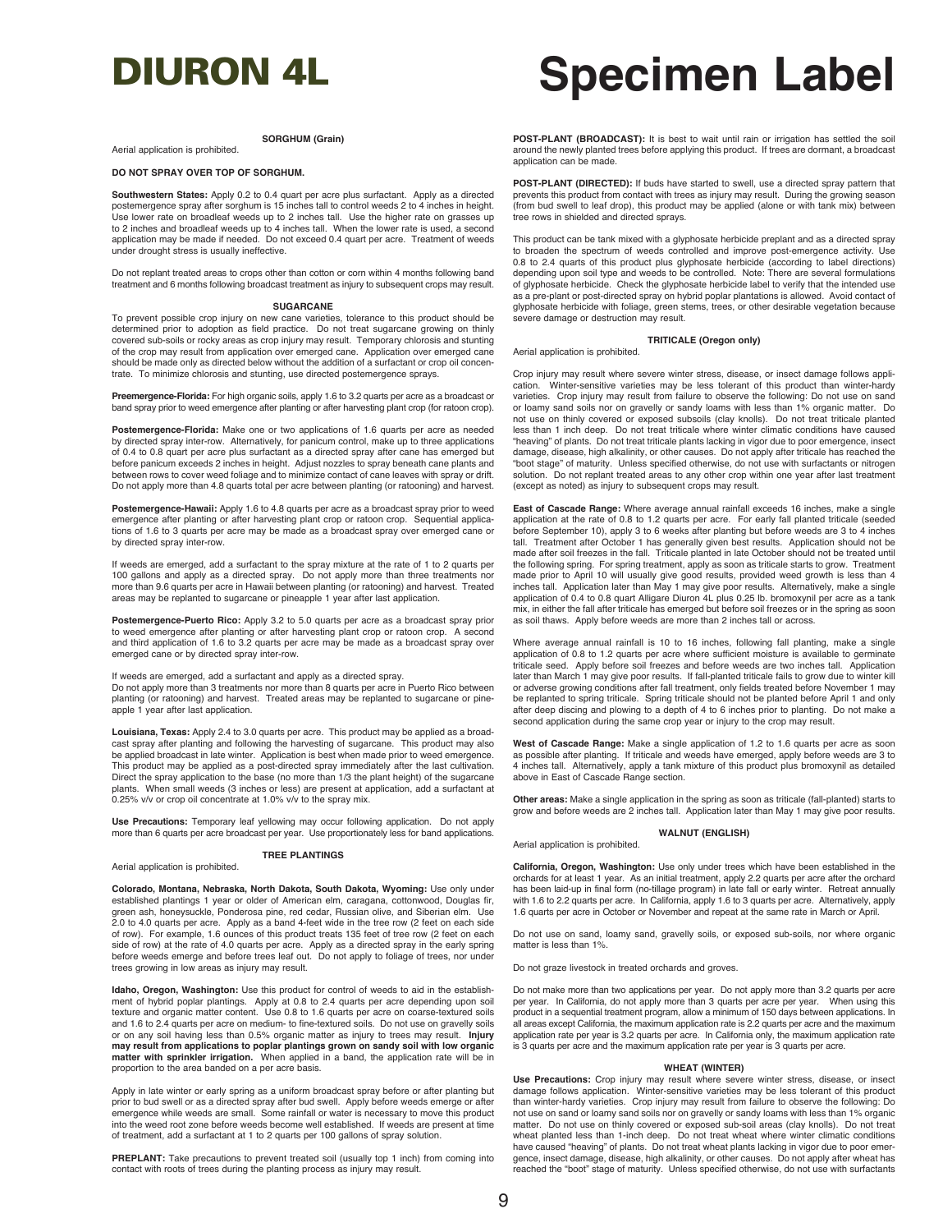## SORGHUM (Grain)

Aerial application is prohibited.

**DO NOT SPRAY OVER TOP OF SORGHUM.**

**Southwestern States:** Apply 0.2 to 0.4 quart per acre plus surfactant. Apply as a directed postemergence spray after sorghum is 15 inches tall to control weeds 2 to 4 inches in height. Use lower rate on broadleaf weeds up to 2 inches tall. Use the higher rate on grasses up to 2 inches and broadleaf weeds up to 4 inches tall. When the lower rate is used, a second application may be made if needed. Do not exceed 0.4 quart per acre. Treatment of weeds under drought stress is usually ineffective.

Do not replant treated areas to crops other than cotton or corn within 4 months following band treatment and 6 months following broadcast treatment as injury to subsequent crops may result.

## SUGARCANE

To prevent possible crop injury on new cane varieties, tolerance to this product should be determined prior to adoption as field practice. Do not treat sugarcane growing on thinly covered sub-soils or rocky areas as crop injury may result. Temporary chlorosis and stunting of the crop may result from application over emerged cane. Application over emerged cane should be made only as directed below without the addition of a surfactant or crop oil concentrate. To minimize chlorosis and stunting, use directed postemergence sprays.

**Preemergence-Florida:** For high organic soils, apply 1.6 to 3.2 quarts per acre as a broadcast or band spray prior to weed emergence after planting or after harvesting plant crop (for ratoon crop).

**Postemergence-Florida:** Make one or two applications of 1.6 quarts per acre as needed by directed spray inter-row. Alternatively, for panicum control, make up to three applications of 0.4 to 0.8 quart per acre plus surfactant as a directed spray after cane has emerged but before panicum exceeds 2 inches in height. Adjust nozzles to spray beneath cane plants and between rows to cover weed foliage and to minimize contact of cane leaves with spray or drift. Do not apply more than 4.8 quarts total per acre between planting (or ratooning) and harvest.

**Postemergence-Hawaii:** Apply 1.6 to 4.8 quarts per acre as a broadcast spray prior to weed emergence after planting or after harvesting plant crop or ratoon crop. Sequential applications of 1.6 to 3 quarts per acre may be made as a broadcast spray over emerged cane or by directed spray inter-row.

If weeds are emerged, add a surfactant to the spray mixture at the rate of 1 to 2 quarts per 100 gallons and apply as a directed spray. Do not apply more than three treatments nor more than 9.6 quarts per acre in Hawaii between planting (or ratooning) and harvest. Treated areas may be replanted to sugarcane or pineapple 1 year after last application.

**Postemergence-Puerto Rico:** Apply 3.2 to 5.0 quarts per acre as a broadcast spray prior to weed emergence after planting or after harvesting plant crop or ratoon crop. A second and third application of 1.6 to 3.2 quarts per acre may be made as a broadcast spray over emerged cane or by directed spray inter-row.

If weeds are emerged, add a surfactant and apply as a directed spray.
Do not apply more than 3 treatments nor more than 8 quarts per acre in Puerto Rico between planting (or ratooning) and harvest. Treated areas may be replanted to sugarcane or pineapple 1 year after last application.

**Louisiana, Texas:** Apply 2.4 to 3.0 quarts per acre. This product may be applied as a broadcast spray after planting and following the harvesting of sugarcane. This product may also be applied broadcast in late winter. Application is best when made prior to weed emergence. This product may be applied as a post-directed spray immediately after the last cultivation. Direct the spray application to the base (no more than 1/3 the plant height) of the sugarcane plants. When small weeds (3 inches or less) are present at application, add a surfactant at 0.25% v/v or crop oil concentrate at 1.0% v/v to the spray mix.

**Use Precautions:** Temporary leaf yellowing may occur following application. Do not apply more than 6 quarts per acre broadcast per year. Use proportionately less for band applications.

## TREE PLANTINGS

Aerial application is prohibited.

**Colorado, Montana, Nebraska, North Dakota, South Dakota, Wyoming:** Use only under established plantings 1 year or older of American elm, caragana, cottonwood, Douglas fir, green ash, honeysuckle, Ponderosa pine, red cedar, Russian olive, and Siberian elm. Use 2.0 to 4.0 quarts per acre. Apply as a band 4-feet wide in the tree row (2 feet on each side of row). For example, 1.6 ounces of this product treats 135 feet of tree row (2 feet on each side of row) at the rate of 4.0 quarts per acre. Apply as a directed spray in the early spring before weeds emerge and before trees leaf out. Do not apply to foliage of trees, nor under trees growing in low areas as injury may result.

**Idaho, Oregon, Washington:** Use this product for control of weeds to aid in the establishment of hybrid poplar plantings. Apply at 0.8 to 2.4 quarts per acre depending upon soil texture and organic matter content. Use 0.8 to 1.6 quarts per acre on coarse-textured soils and 1.6 to 2.4 quarts per acre on medium- to fine-textured soils. Do not use on gravelly soils or on any soil having less than 0.5% organic matter as injury to trees may result. **Injury may result from applications to poplar plantings grown on sandy soil with low organic matter with sprinkler irrigation.** When applied in a band, the application rate will be in proportion to the area banded on a per acre basis.

Apply in late winter or early spring as a uniform broadcast spray before or after planting but prior to bud swell or as a directed spray after bud swell. Apply before weeds emerge or after emergence while weeds are small. Some rainfall or water is necessary to move this product into the weed root zone before weeds become well established. If weeds are present at time of treatment, add a surfactant at 1 to 2 quarts per 100 gallons of spray solution.

**PREPLANT:** Take precautions to prevent treated soil (usually top 1 inch) from coming into contact with roots of trees during the planting process as injury may result.

**POST-PLANT (BROADCAST):** It is best to wait until rain or irrigation has settled the soil around the newly planted trees before applying this product. If trees are dormant, a broadcast application can be made.

**POST-PLANT (DIRECTED):** If buds have started to swell, use a directed spray pattern that prevents this product from contact with trees as injury may result. During the growing season (from bud swell to leaf drop), this product may be applied (alone or with tank mix) between tree rows in shielded and directed sprays.

This product can be tank mixed with a glyphosate herbicide preplant and as a directed spray to broaden the spectrum of weeds controlled and improve post-emergence activity. Use 0.8 to 2.4 quarts of this product plus glyphosate herbicide (according to label directions) depending upon soil type and weeds to be controlled. Note: There are several formulations of glyphosate herbicide. Check the glyphosate herbicide label to verify that the intended use as a pre-plant or post-directed spray on hybrid poplar plantations is allowed. Avoid contact of glyphosate herbicide with foliage, green stems, trees, or other desirable vegetation because severe damage or destruction may result.

## TRITICALE (Oregon only)

Aerial application is prohibited.

Crop injury may result where severe winter stress, disease, or insect damage follows application. Winter-sensitive varieties may be less tolerant of this product than winter-hardy varieties. Crop injury may result from failure to observe the following: Do not use on sand or loamy sand soils nor on gravelly or sandy loams with less than 1% organic matter. Do not use on thinly covered or exposed subsoils (clay knolls). Do not treat triticale planted less than 1 inch deep. Do not treat triticale where winter climatic conditions have caused "heaving" of plants. Do not treat triticale plants lacking in vigor due to poor emergence, insect damage, disease, high alkalinity, or other causes. Do not apply after triticale has reached the "boot stage" of maturity. Unless specified otherwise, do not use with surfactants or nitrogen solution. Do not replant treated areas to any other crop within one year after last treatment (except as noted) as injury to subsequent crops may result.

**East of Cascade Range:** Where average annual rainfall exceeds 16 inches, make a single application at the rate of 0.8 to 1.2 quarts per acre. For early fall planted triticale (seeded before September 10), apply 3 to 6 weeks after planting but before weeds are 3 to 4 inches tall. Treatment after October 1 has generally given best results. Application should not be made after soil freezes in the fall. Triticale planted in late October should not be treated until the following spring. For spring treatment, apply as soon as triticale starts to grow. Treatment made prior to April 10 will usually give good results, provided weed growth is less than 4 inches tall. Application later than May 1 may give poor results. Alternatively, make a single application of 0.4 to 0.8 quart Alligare Diuron 4L plus 0.25 lb. bromoxynil per acre as a tank mix, in either the fall after triticale has emerged but before soil freezes or in the spring as soon as soil thaws. Apply before weeds are more than 2 inches tall or across.

Where average annual rainfall is 10 to 16 inches, following fall planting, make a single application of 0.8 to 1.2 quarts per acre where sufficient moisture is available to germinate triticale seed. Apply before soil freezes and before weeds are two inches tall. Application later than March 1 may give poor results. If fall-planted triticale fails to grow due to winter kill or adverse growing conditions after fall treatment, only fields treated before November 1 may be replanted to spring triticale. Spring triticale should not be planted before April 1 and only after deep discing and plowing to a depth of 4 to 6 inches prior to planting. Do not make a second application during the same crop year or injury to the crop may result.

**West of Cascade Range:** Make a single application of 1.2 to 1.6 quarts per acre as soon as possible after planting. If triticale and weeds have emerged, apply before weeds are 3 to 4 inches tall. Alternatively, apply a tank mixture of this product plus bromoxynil as detailed above in East of Cascade Range section.

**Other areas:** Make a single application in the spring as soon as triticale (fall-planted) starts to grow and before weeds are 2 inches tall. Application later than May 1 may give poor results.

## WALNUT (ENGLISH)

Aerial application is prohibited.

**California, Oregon, Washington:** Use only under trees which have been established in the orchards for at least 1 year. As an initial treatment, apply 2.2 quarts per acre after the orchard has been laid-up in final form (no-tillage program) in late fall or early winter. Retreat annually with 1.6 to 2.2 quarts per acre. In California, apply 1.6 to 3 quarts per acre. Alternatively, apply 1.6 quarts per acre in October or November and repeat at the same rate in March or April.

Do not use on sand, loamy sand, gravelly soils, or exposed sub-soils, nor where organic matter is less than 1%.

Do not graze livestock in treated orchards and groves.

Do not make more than two applications per year. Do not apply more than 3.2 quarts per acre per year. In California, do not apply more than 3 quarts per acre per year. When using this product in a sequential treatment program, allow a minimum of 150 days between applications. In all areas except California, the maximum application rate is 2.2 quarts per acre and the maximum application rate per year is 3.2 quarts per acre. In California only, the maximum application rate is 3 quarts per acre and the maximum application rate per year is 3 quarts per acre.

## WHEAT (WINTER)

**Use Precautions:** Crop injury may result where severe winter stress, disease, or insect damage follows application. Winter-sensitive varieties may be less tolerant of this product than winter-hardy varieties. Crop injury may result from failure to observe the following: Do not use on sand or loamy sand soils nor on gravelly or sandy loams with less than 1% organic matter. Do not use on thinly covered or exposed sub-soil areas (clay knolls). Do not treat wheat planted less than 1-inch deep. Do not treat wheat where winter climatic conditions have caused "heaving" of plants. Do not treat wheat plants lacking in vigor due to poor emergence, insect damage, disease, high alkalinity, or other causes. Do not apply after wheat has reached the "boot" stage of maturity. Unless specified otherwise, do not use with surfactants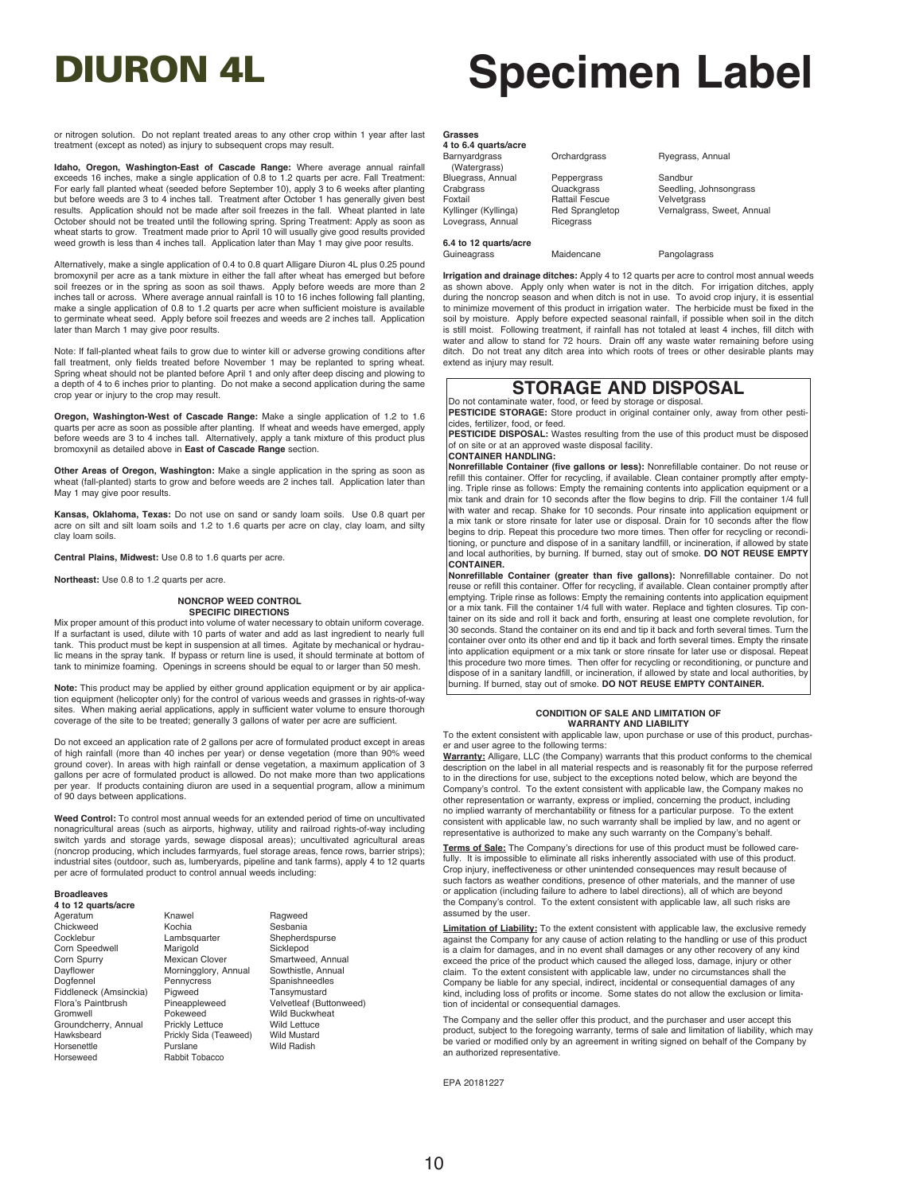or nitrogen solution. Do not replant treated areas to any other crop within 1 year after last treatment (except as noted) as injury to subsequent crops may result.

**Idaho, Oregon, Washington-East of Cascade Range:** Where average annual rainfall exceeds 16 inches, make a single application of 0.8 to 1.2 quarts per acre. Fall Treatment: For early fall planted wheat (seeded before September 10), apply 3 to 6 weeks after planting but before weeds are 3 to 4 inches tall. Treatment after October 1 has generally given best results. Application should not be made after soil freezes in the fall. Wheat planted in late October should not be treated until the following spring. Spring Treatment: Apply as soon as wheat starts to grow. Treatment made prior to April 10 will usually give good results provided weed growth is less than 4 inches tall. Application later than May 1 may give poor results.

Alternatively, make a single application of 0.4 to 0.8 quart Alligare Diuron 4L plus 0.25 pound bromoxynil per acre as a tank mixture in either the fall after wheat has emerged but before soil freezes or in the spring as soon as soil thaws. Apply before weeds are more than 2 inches tall or across. Where average annual rainfall is 10 to 16 inches following fall planting, make a single application of 0.8 to 1.2 quarts per acre when sufficient moisture is available to germinate wheat seed. Apply before soil freezes and weeds are 2 inches tall. Application later than March 1 may give poor results.

Note: If fall-planted wheat fails to grow due to winter kill or adverse growing conditions after fall treatment, only fields treated before November 1 may be replanted to spring wheat. Spring wheat should not be planted before April 1 and only after deep discing and plowing to a depth of 4 to 6 inches prior to planting. Do not make a second application during the same crop year or injury to the crop may result.

**Oregon, Washington-West of Cascade Range:** Make a single application of 1.2 to 1.6 quarts per acre as soon as possible after planting. If wheat and weeds have emerged, apply before weeds are 3 to 4 inches tall. Alternatively, apply a tank mixture of this product plus bromoxynil as detailed above in **East of Cascade Range** section.

**Other Areas of Oregon, Washington:** Make a single application in the spring as soon as wheat (fall-planted) starts to grow and before weeds are 2 inches tall. Application later than May 1 may give poor results.

**Kansas, Oklahoma, Texas:** Do not use on sand or sandy loam soils. Use 0.8 quart per acre on silt and silt loam soils and 1.2 to 1.6 quarts per acre on clay, clay loam, and silty clay loam soils.

**Central Plains, Midwest:** Use 0.8 to 1.6 quarts per acre.

**Northeast:** Use 0.8 to 1.2 quarts per acre.

### NONCROP WEED CONTROL
### SPECIFIC DIRECTIONS

Mix proper amount of this product into volume of water necessary to obtain uniform coverage. If a surfactant is used, dilute with 10 parts of water and add as last ingredient to nearly full tank. This product must be kept in suspension at all times. Agitate by mechanical or hydraulic means in the spray tank. If bypass or return line is used, it should terminate at bottom of tank to minimize foaming. Openings in screens should be equal to or larger than 50 mesh.

**Note:** This product may be applied by either ground application equipment or by air application equipment (helicopter only) for the control of various weeds and grasses in rights-of-way sites. When making aerial applications, apply in sufficient water volume to ensure thorough coverage of the site to be treated; generally 3 gallons of water per acre are sufficient.

Do not exceed an application rate of 2 gallons per acre of formulated product except in areas of high rainfall (more than 40 inches per year) or dense vegetation (more than 90% weed ground cover). In areas with high rainfall or dense vegetation, a maximum application of 3 gallons per acre of formulated product is allowed. Do not make more than two applications per year. If products containing diuron are used in a sequential program, allow a minimum of 90 days between applications.

**Weed Control:** To control most annual weeds for an extended period of time on uncultivated nonagricultural areas (such as airports, highway, utility and railroad rights-of-way including switch yards and storage yards, sewage disposal areas); uncultivated agricultural areas (noncrop producing, which includes farmyards, fuel storage areas, fence rows, barrier strips); industrial sites (outdoor, such as, lumberyards, pipeline and tank farms), apply 4 to 12 quarts per acre of formulated product to control annual weeds including:

**Broadleaves**
**4 to 12 quarts/acre**

| | | |
|---|---|---|
| Ageratum | Knawel | Ragweed |
| Chickweed | Kochia | Sesbania |
| Cocklebur | Lambsquarter | Shepherdspurse |
| Corn Speedwell | Marigold | Sicklepod |
| Corn Spurry | Mexican Clover | Smartweed, Annual |
| Dayflower | Morningglory, Annual | Sowthistle, Annual |
| Dogfennel | Pennycress | Spanishneedles |
| Fiddleneck (Amsinckia) | Pigweed | Tansymustard |
| Flora's Paintbrush | Pineappleweed | Velvetleaf (Buttonweed) |
| Gromwell | Pokeweed | Wild Buckwheat |
| Groundcherry, Annual | Prickly Lettuce | Wild Lettuce |
| Hawksbeard | Prickly Sida (Teaweed) | Wild Mustard |
| Horsenettle | Purslane | Wild Radish |
| Horseweed | Rabbit Tobacco | |

**Grasses**
**4 to 6.4 quarts/acre**

| | | |
|---|---|---|
| Barnyardgrass (Watergrass) | Orchardgrass | Ryegrass, Annual |
| Bluegrass, Annual | Peppergrass | Sandbur |
| Crabgrass | Quackgrass | Seedling, Johnsongrass |
| Foxtail | Rattail Fescue | Velvetgrass |
| Kyllinger (Kyllinga) | Red Sprangletop | Vernalgrass, Sweet, Annual |
| Lovegrass, Annual | Ricegrass | |

**6.4 to 12 quarts/acre**

| | | |
|---|---|---|
| Guineagrass | Maidencane | Pangolagrass |

**Irrigation and drainage ditches:** Apply 4 to 12 quarts per acre to control most annual weeds as shown above. Apply only when water is not in the ditch. For irrigation ditches, apply during the noncrop season and when ditch is not in use. To avoid crop injury, it is essential to minimize movement of this product in irrigation water. The herbicide must be fixed in the soil by moisture. Apply before expected seasonal rainfall, if possible when soil in the ditch is still moist. Following treatment, if rainfall has not totaled at least 4 inches, fill ditch with water and allow to stand for 72 hours. Drain off any waste water remaining before using ditch. Do not treat any ditch area into which roots of trees or other desirable plants may extend as injury may result.

## STORAGE AND DISPOSAL

Do not contaminate water, food, or feed by storage or disposal.

**PESTICIDE STORAGE:** Store product in original container only, away from other pesticides, fertilizer, food, or feed.

**PESTICIDE DISPOSAL:** Wastes resulting from the use of this product must be disposed of on site or at an approved waste disposal facility.

**CONTAINER HANDLING:**

**Nonrefillable Container (five gallons or less):** Nonrefillable container. Do not reuse or refill this container. Offer for recycling, if available. Clean container promptly after emptying. Triple rinse as follows: Empty the remaining contents into application equipment or a mix tank and drain for 10 seconds after the flow begins to drip. Fill the container 1/4 full with water and recap. Shake for 10 seconds. Pour rinsate into application equipment or a mix tank or store rinsate for later use or disposal. Drain for 10 seconds after the flow begins to drip. Repeat this procedure two more times. Then offer for recycling or reconditioning, or puncture and dispose of in a sanitary landfill, or incineration, if allowed by state and local authorities, by burning. If burned, stay out of smoke. **DO NOT REUSE EMPTY CONTAINER.**

**Nonrefillable Container (greater than five gallons):** Nonrefillable container. Do not reuse or refill this container. Offer for recycling, if available. Clean container promptly after emptying. Triple rinse as follows: Empty the remaining contents into application equipment or a mix tank. Fill the container 1/4 full with water. Replace and tighten closures. Tip container on its side and roll it back and forth, ensuring at least one complete revolution, for 30 seconds. Stand the container on its end and tip it back and forth several times. Turn the container over onto its other end and tip it back and forth several times. Empty the rinsate into application equipment or a mix tank or store rinsate for later use or disposal. Repeat this procedure two more times. Then offer for recycling or reconditioning, or puncture and dispose of in a sanitary landfill, or incineration, if allowed by state and local authorities, by burning. If burned, stay out of smoke. **DO NOT REUSE EMPTY CONTAINER.**

### CONDITION OF SALE AND LIMITATION OF WARRANTY AND LIABILITY

To the extent consistent with applicable law, upon purchase or use of this product, purchaser and user agree to the following terms:

__Warranty:__ Alligare, LLC (the Company) warrants that this product conforms to the chemical description on the label in all material respects and is reasonably fit for the purpose referred to in the directions for use, subject to the exceptions noted below, which are beyond the Company's control. To the extent consistent with applicable law, the Company makes no other representation or warranty, express or implied, concerning the product, including no implied warranty of merchantability or fitness for a particular purpose. To the extent consistent with applicable law, no such warranty shall be implied by law, and no agent or representative is authorized to make any such warranty on the Company's behalf.

__Terms of Sale:__ The Company's directions for use of this product must be followed carefully. It is impossible to eliminate all risks inherently associated with use of this product. Crop injury, ineffectiveness or other unintended consequences may result because of such factors as weather conditions, presence of other materials, and the manner of use or application (including failure to adhere to label directions), all of which are beyond the Company's control. To the extent consistent with applicable law, all such risks are assumed by the user.

__Limitation of Liability:__ To the extent consistent with applicable law, the exclusive remedy against the Company for any cause of action relating to the handling or use of this product is a claim for damages, and in no event shall damages or any other recovery of any kind exceed the price of the product which caused the alleged loss, damage, injury or other claim. To the extent consistent with applicable law, under no circumstances shall the Company be liable for any special, indirect, incidental or consequential damages of any kind, including loss of profits or income. Some states do not allow the exclusion or limitation of incidental or consequential damages.

The Company and the seller offer this product, and the purchaser and user accept this product, subject to the foregoing warranty, terms of sale and limitation of liability, which may be varied or modified only by an agreement in writing signed on behalf of the Company by an authorized representative.

EPA 20181227